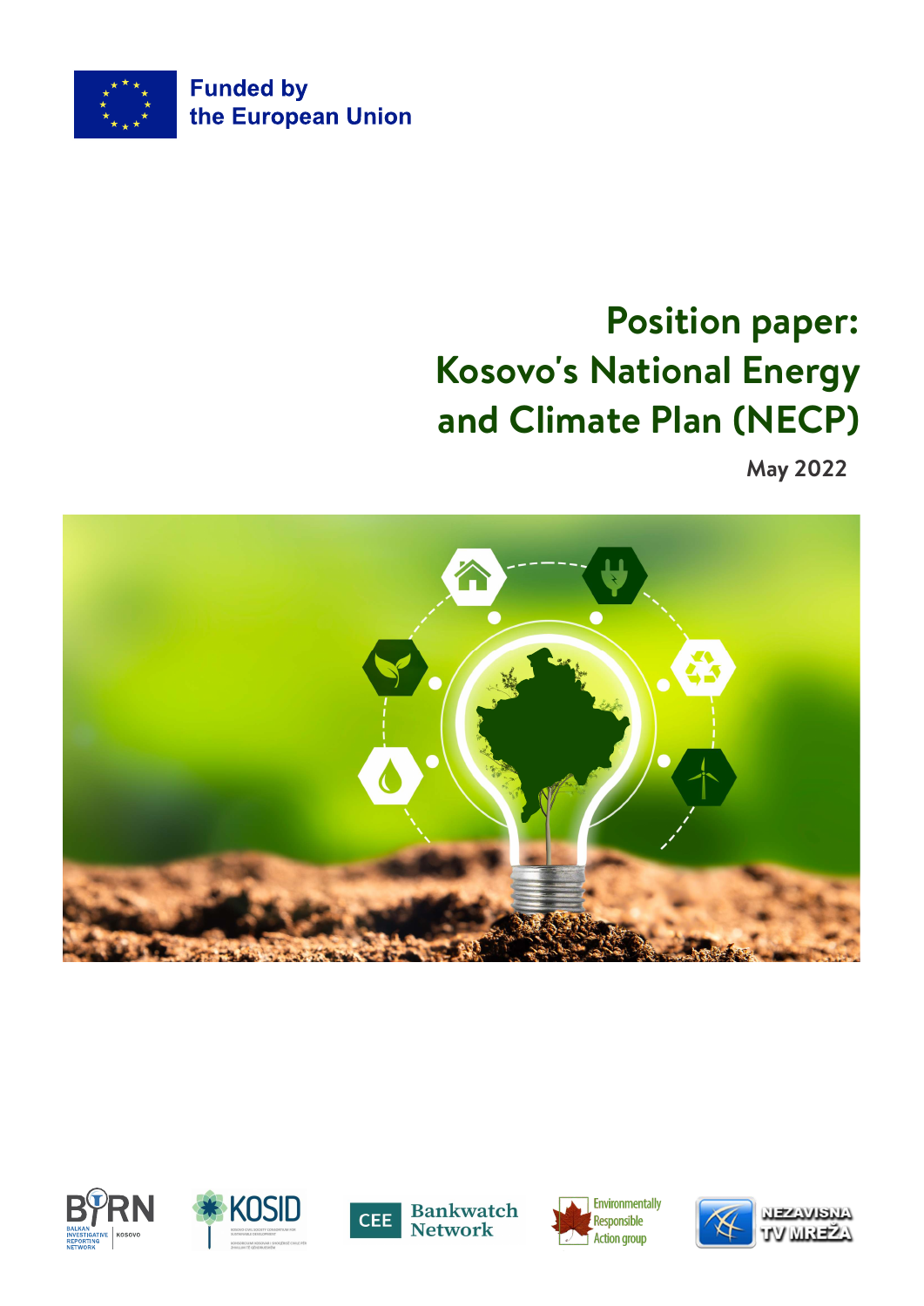Funded by
the European Union

# Position paper: Kosovo's National Energy and Climate Plan (NECP)

May 2022

BIRN Balkan Investigative Reporting Network Kosovo

KOSID

CEE Bankwatch Network

Environmentally Responsible Action group

NEZAVISNA TV MREŽA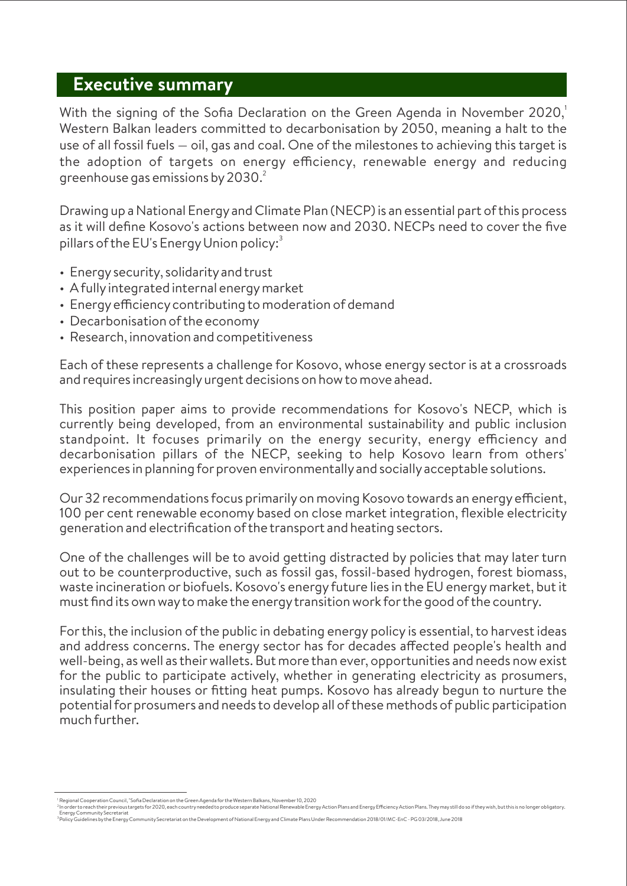## Executive summary

With the signing of the Sofia Declaration on the Green Agenda in November 2020,[1] Western Balkan leaders committed to decarbonisation by 2050, meaning a halt to the use of all fossil fuels – oil, gas and coal. One of the milestones to achieving this target is the adoption of targets on energy efficiency, renewable energy and reducing greenhouse gas emissions by 2030.[2]

Drawing up a National Energy and Climate Plan (NECP) is an essential part of this process as it will define Kosovo's actions between now and 2030. NECPs need to cover the five pillars of the EU's Energy Union policy:[3]

- Energy security, solidarity and trust
- A fully integrated internal energy market
- Energy efficiency contributing to moderation of demand
- Decarbonisation of the economy
- Research, innovation and competitiveness

Each of these represents a challenge for Kosovo, whose energy sector is at a crossroads and requires increasingly urgent decisions on how to move ahead.

This position paper aims to provide recommendations for Kosovo's NECP, which is currently being developed, from an environmental sustainability and public inclusion standpoint. It focuses primarily on the energy security, energy efficiency and decarbonisation pillars of the NECP, seeking to help Kosovo learn from others' experiences in planning for proven environmentally and socially acceptable solutions.

Our 32 recommendations focus primarily on moving Kosovo towards an energy efficient, 100 per cent renewable economy based on close market integration, flexible electricity generation and electrification of the transport and heating sectors.

One of the challenges will be to avoid getting distracted by policies that may later turn out to be counterproductive, such as fossil gas, fossil-based hydrogen, forest biomass, waste incineration or biofuels. Kosovo's energy future lies in the EU energy market, but it must find its own way to make the energy transition work for the good of the country.

For this, the inclusion of the public in debating energy policy is essential, to harvest ideas and address concerns. The energy sector has for decades affected people's health and well-being, as well as their wallets. But more than ever, opportunities and needs now exist for the public to participate actively, whether in generating electricity as prosumers, insulating their houses or fitting heat pumps. Kosovo has already begun to nurture the potential for prosumers and needs to develop all of these methods of public participation much further.

---

[1] Regional Cooperation Council, "Sofia Declaration on the Green Agenda for the Western Balkans, November 10, 2020

[2] In order to reach their previous targets for 2020, each country needed to produce separate National Renewable Energy Action Plans and Energy Efficiency Action Plans. They may still do so if they wish, but this is no longer obligatory. Energy Community Secretariat

[3] Policy Guidelines by the Energy Community Secretariat on the Development of National Energy and Climate Plans Under Recommendation 2018/01/MC-EnC - PG 03/2018, June 2018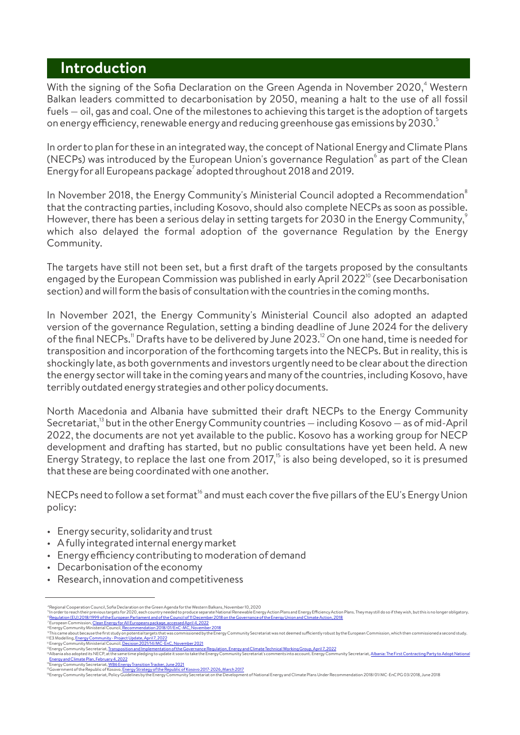## Introduction

With the signing of the Sofia Declaration on the Green Agenda in November 2020,[4] Western Balkan leaders committed to decarbonisation by 2050, meaning a halt to the use of all fossil fuels – oil, gas and coal. One of the milestones to achieving this target is the adoption of targets on energy efficiency, renewable energy and reducing greenhouse gas emissions by 2030.[5]

In order to plan for these in an integrated way, the concept of National Energy and Climate Plans (NECPs) was introduced by the European Union's governance Regulation[6] as part of the Clean Energy for all Europeans package[7] adopted throughout 2018 and 2019.

In November 2018, the Energy Community's Ministerial Council adopted a Recommendation[8] that the contracting parties, including Kosovo, should also complete NECPs as soon as possible. However, there has been a serious delay in setting targets for 2030 in the Energy Community,[9] which also delayed the formal adoption of the governance Regulation by the Energy Community.

The targets have still not been set, but a first draft of the targets proposed by the consultants engaged by the European Commission was published in early April 2022[10] (see Decarbonisation section) and will form the basis of consultation with the countries in the coming months.

In November 2021, the Energy Community's Ministerial Council also adopted an adapted version of the governance Regulation, setting a binding deadline of June 2024 for the delivery of the final NECPs.[11] Drafts have to be delivered by June 2023.[12] On one hand, time is needed for transposition and incorporation of the forthcoming targets into the NECPs. But in reality, this is shockingly late, as both governments and investors urgently need to be clear about the direction the energy sector will take in the coming years and many of the countries, including Kosovo, have terribly outdated energy strategies and other policy documents.

North Macedonia and Albania have submitted their draft NECPs to the Energy Community Secretariat,[13] but in the other Energy Community countries – including Kosovo – as of mid-April 2022, the documents are not yet available to the public. Kosovo has a working group for NECP development and drafting has started, but no public consultations have yet been held. A new Energy Strategy, to replace the last one from 2017,[15] is also being developed, so it is presumed that these are being coordinated with one another.

NECPs need to follow a set format[16] and must each cover the five pillars of the EU's Energy Union policy:

- Energy security, solidarity and trust
- A fully integrated internal energy market
- Energy efficiency contributing to moderation of demand
- Decarbonisation of the economy
- Research, innovation and competitiveness

---

[4] Regional Cooperation Council, Sofia Declaration on the Green Agenda for the Western Balkans, November 10, 2020

[5] In order to reach their previous targets for 2020, each country needed to produce separate National Renewable Energy Action Plans and Energy Efficiency Action Plans. They may still do so if they wish, but this is no longer obligatory.

[6] Regulation (EU) 2018/1999 of the European Parliament and of the Council of 11 December 2018 on the Governance of the Energy Union and Climate Action, 2018

[7] European Commission, Clean Energy for All Europeans package, accessed April 4, 2022

[8] Energy Community Ministerial Council, Recommendation 2018/01/EnC-MC, November 2018

[9] This came about because the first study on potential targets that was commissioned by the Energy Community Secretariat was not deemed sufficiently robust by the European Commission, which then commissioned a second study.

[10] E3 Modelling, Energy Community - Project Update, April 7, 2022

[11] Energy Community Ministerial Council, Decision 2021/14/MC-EnC, November 2021

[12] Energy Community Secretariat, Transposition and Implementation of the Governance Regulation, Energy and Climate Technical Working Group, April 7, 2022

[13] Albania also adopted its NECP, at the same time pledging to update it soon to take the Energy Community Secretariat's comments into account. Energy Community Secretariat, Albania: The First Contracting Party to Adopt National Energy and Climate Plan, February 4, 2022

[14] Energy Community Secretariat, WB6 Energy Transition Tracker, June 2021

[15] Government of the Republic of Kosovo, Energy Strategy of the Republic of Kosovo 2017-2026, March 2017

[16] Energy Community Secretariat, Policy Guidelines by the Energy Community Secretariat on the Development of National Energy and Climate Plans Under Recommendation 2018/01/MC-EnC PG 03/2018, June 2018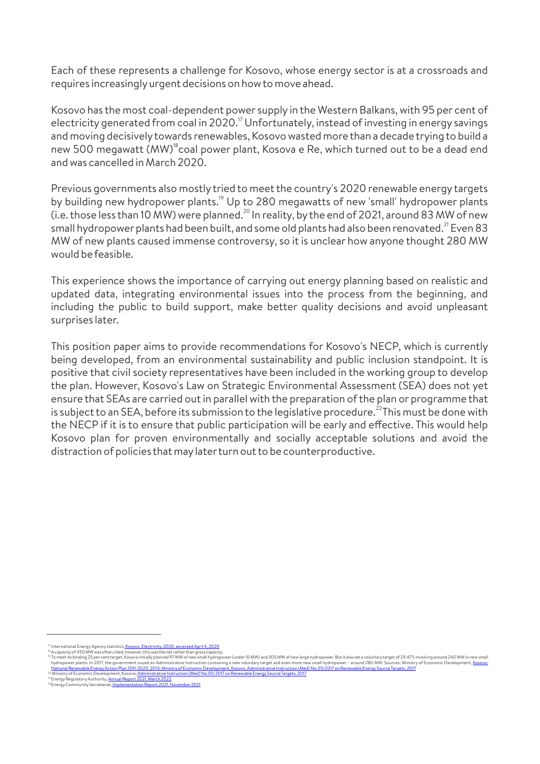Each of these represents a challenge for Kosovo, whose energy sector is at a crossroads and requires increasingly urgent decisions on how to move ahead.

Kosovo has the most coal-dependent power supply in the Western Balkans, with 95 per cent of electricity generated from coal in 2020.[17] Unfortunately, instead of investing in energy savings and moving decisively towards renewables, Kosovo wasted more than a decade trying to build a new 500 megawatt (MW)[18] coal power plant, Kosova e Re, which turned out to be a dead end and was cancelled in March 2020.

Previous governments also mostly tried to meet the country's 2020 renewable energy targets by building new hydropower plants.[19] Up to 280 megawatts of new 'small' hydropower plants (i.e. those less than 10 MW) were planned.[20] In reality, by the end of 2021, around 83 MW of new small hydropower plants had been built, and some old plants had also been renovated.[21] Even 83 MW of new plants caused immense controversy, so it is unclear how anyone thought 280 MW would be feasible.

This experience shows the importance of carrying out energy planning based on realistic and updated data, integrating environmental issues into the process from the beginning, and including the public to build support, make better quality decisions and avoid unpleasant surprises later.

This position paper aims to provide recommendations for Kosovo's NECP, which is currently being developed, from an environmental sustainability and public inclusion standpoint. It is positive that civil society representatives have been included in the working group to develop the plan. However, Kosovo's Law on Strategic Environmental Assessment (SEA) does not yet ensure that SEAs are carried out in parallel with the preparation of the plan or programme that is subject to an SEA, before its submission to the legislative procedure.[22] This must be done with the NECP if it is to ensure that public participation will be early and effective. This would help Kosovo plan for proven environmentally and socially acceptable solutions and avoid the distraction of policies that may later turn out to be counterproductive.

---

[17] International Energy Agency statistics, Kosovo, Electricity, 2020, accessed April 4, 2020

[18] A capacity of 450 MW was often cited; however, this was the net rather than gross capacity.

[19] To meet its binding 25 per cent target, Kosovo initially planned 97 MW of new small hydropower (under 10 MW) and 305 MW of new large hydropower. But it also set a voluntary target of 29.47% involving around 240 MW in new small hydropower plants. In 2017, the government issued an Administrative Instruction containing a new voluntary target and even more new small hydropower – around 280 MW. Sources: Ministry of Economic Development, Kosovo: National Renewable Energy Action Plan 2011-2020, 2013; Ministry of Economic Development, Kosovo, Administrative Instruction (Med) No.05/2017 on Renewable Energy Source Targets, 2017

[20] Ministry of Economic Development, Kosovo, Administrative Instruction (Med) No.05/2017 on Renewable Energy Source Targets, 2017

[21] Energy Regulatory Authority, Annual Report 2021, March 2022

[22] Energy Community Secretariat, Implementation Report 2021, November 2021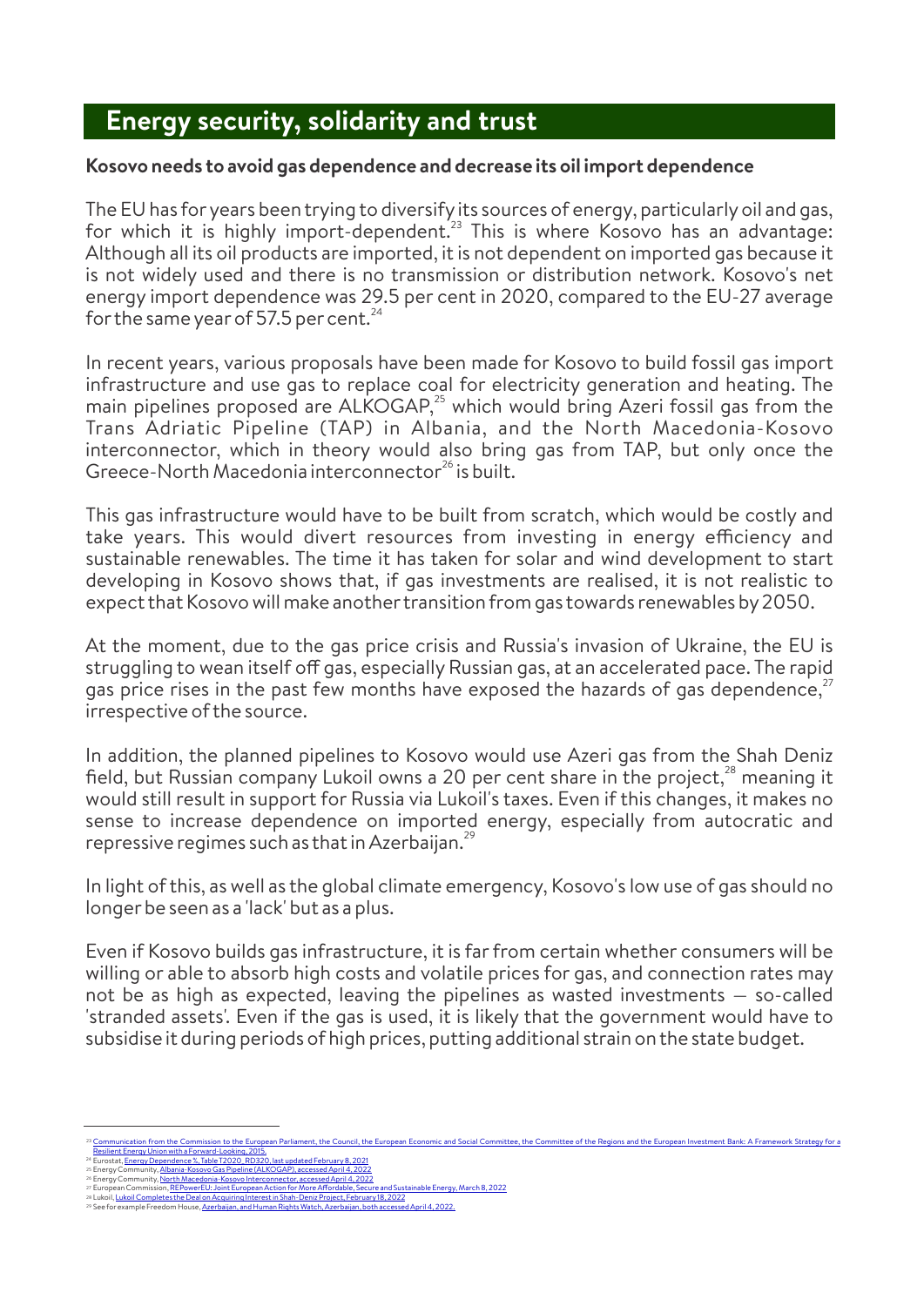## Energy security, solidarity and trust

**Kosovo needs to avoid gas dependence and decrease its oil import dependence**

The EU has for years been trying to diversify its sources of energy, particularly oil and gas, for which it is highly import-dependent.[23] This is where Kosovo has an advantage: Although all its oil products are imported, it is not dependent on imported gas because it is not widely used and there is no transmission or distribution network. Kosovo's net energy import dependence was 29.5 per cent in 2020, compared to the EU-27 average for the same year of 57.5 per cent.[24]

In recent years, various proposals have been made for Kosovo to build fossil gas import infrastructure and use gas to replace coal for electricity generation and heating. The main pipelines proposed are ALKOGAP,[25] which would bring Azeri fossil gas from the Trans Adriatic Pipeline (TAP) in Albania, and the North Macedonia-Kosovo interconnector, which in theory would also bring gas from TAP, but only once the Greece-North Macedonia interconnector[26] is built.

This gas infrastructure would have to be built from scratch, which would be costly and take years. This would divert resources from investing in energy efficiency and sustainable renewables. The time it has taken for solar and wind development to start developing in Kosovo shows that, if gas investments are realised, it is not realistic to expect that Kosovo will make another transition from gas towards renewables by 2050.

At the moment, due to the gas price crisis and Russia's invasion of Ukraine, the EU is struggling to wean itself off gas, especially Russian gas, at an accelerated pace. The rapid gas price rises in the past few months have exposed the hazards of gas dependence,[27] irrespective of the source.

In addition, the planned pipelines to Kosovo would use Azeri gas from the Shah Deniz field, but Russian company Lukoil owns a 20 per cent share in the project,[28] meaning it would still result in support for Russia via Lukoil's taxes. Even if this changes, it makes no sense to increase dependence on imported energy, especially from autocratic and repressive regimes such as that in Azerbaijan.[29]

In light of this, as well as the global climate emergency, Kosovo's low use of gas should no longer be seen as a 'lack' but as a plus.

Even if Kosovo builds gas infrastructure, it is far from certain whether consumers will be willing or able to absorb high costs and volatile prices for gas, and connection rates may not be as high as expected, leaving the pipelines as wasted investments – so-called 'stranded assets'. Even if the gas is used, it is likely that the government would have to subsidise it during periods of high prices, putting additional strain on the state budget.

---

[23] Communication from the Commission to the European Parliament, the Council, the European Economic and Social Committee, the Committee of the Regions and the European Investment Bank: A Framework Strategy for a Resilient Energy Union with a Forward-Looking, 2015.
[24] Eurostat, Energy Dependence %, Table T2020_RD320, last updated February 8, 2021
[25] Energy Community, Albania-Kosovo Gas Pipeline (ALKOGAP), accessed April 4, 2022
[26] Energy Community, North Macedonia-Kosovo Interconnector, accessed April 4, 2022
[27] European Commission, REPowerEU: Joint European Action for More Affordable, Secure and Sustainable Energy, March 8, 2022
[28] Lukoil, Lukoil Completes the Deal on Acquiring Interest in Shah-Deniz Project, February 18, 2022
[29] See for example Freedom House, Azerbaijan, and Human Rights Watch, Azerbaijan, both accessed April 4, 2022.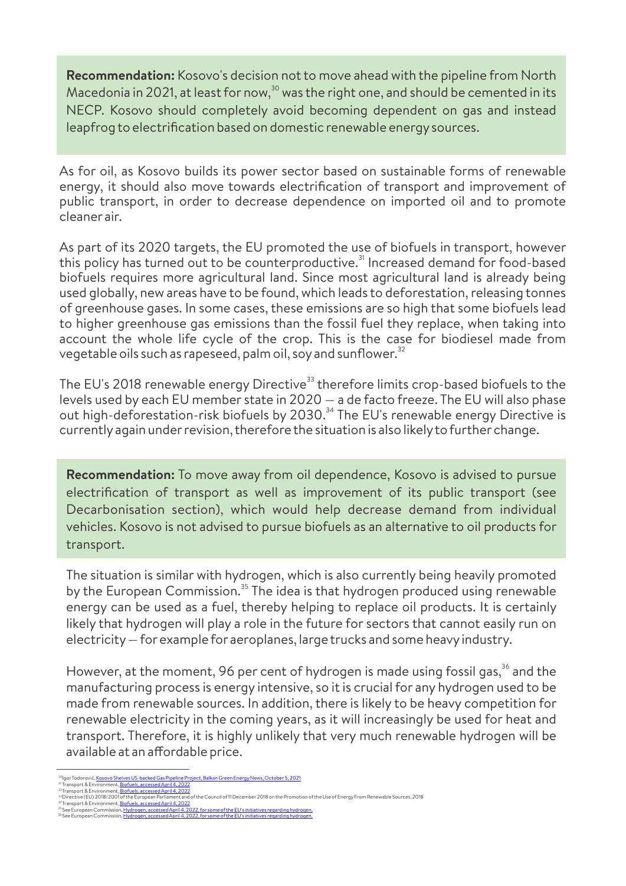**Recommendation:** Kosovo's decision not to move ahead with the pipeline from North Macedonia in 2021, at least for now,[30] was the right one, and should be cemented in its NECP. Kosovo should completely avoid becoming dependent on gas and instead leapfrog to electrification based on domestic renewable energy sources.

As for oil, as Kosovo builds its power sector based on sustainable forms of renewable energy, it should also move towards electrification of transport and improvement of public transport, in order to decrease dependence on imported oil and to promote cleaner air.

As part of its 2020 targets, the EU promoted the use of biofuels in transport, however this policy has turned out to be counterproductive.[31] Increased demand for food-based biofuels requires more agricultural land. Since most agricultural land is already being used globally, new areas have to be found, which leads to deforestation, releasing tonnes of greenhouse gases. In some cases, these emissions are so high that some biofuels lead to higher greenhouse gas emissions than the fossil fuel they replace, when taking into account the whole life cycle of the crop. This is the case for biodiesel made from vegetable oils such as rapeseed, palm oil, soy and sunflower.[32]

The EU's 2018 renewable energy Directive[33] therefore limits crop-based biofuels to the levels used by each EU member state in 2020 – a de facto freeze. The EU will also phase out high-deforestation-risk biofuels by 2030.[34] The EU's renewable energy Directive is currently again under revision, therefore the situation is also likely to further change.

**Recommendation:** To move away from oil dependence, Kosovo is advised to pursue electrification of transport as well as improvement of its public transport (see Decarbonisation section), which would help decrease demand from individual vehicles. Kosovo is not advised to pursue biofuels as an alternative to oil products for transport.

The situation is similar with hydrogen, which is also currently being heavily promoted by the European Commission.[35] The idea is that hydrogen produced using renewable energy can be used as a fuel, thereby helping to replace oil products. It is certainly likely that hydrogen will play a role in the future for sectors that cannot easily run on electricity – for example for aeroplanes, large trucks and some heavy industry.

However, at the moment, 96 per cent of hydrogen is made using fossil gas,[36] and the manufacturing process is energy intensive, so it is crucial for any hydrogen used to be made from renewable sources. In addition, there is likely to be heavy competition for renewable electricity in the coming years, as it will increasingly be used for heat and transport. Therefore, it is highly unlikely that very much renewable hydrogen will be available at an affordable price.

---

[30] Igor Todorović, Kosovo Shelves US-backed Gas Pipeline Project, Balkan Green Energy News, October 5, 2021
[31] Transport & Environment, Biofuels, accessed April 4, 2022
[32] Transport & Environment, Biofuels, accessed April 4, 2022
[33] Directive (EU) 2018/2001 of the European Parliament and of the Council of 11 December 2018 on the Promotion of the Use of Energy From Renewable Sources, 2018
[34] Transport & Environment, Biofuels, accessed April 4, 2022
[35] See European Commission, Hydrogen, accessed April 4, 2022, for some of the EU's initiatives regarding hydrogen.
[36] See European Commission, Hydrogen, accessed April 4, 2022, for some of the EU's initiatives regarding hydrogen.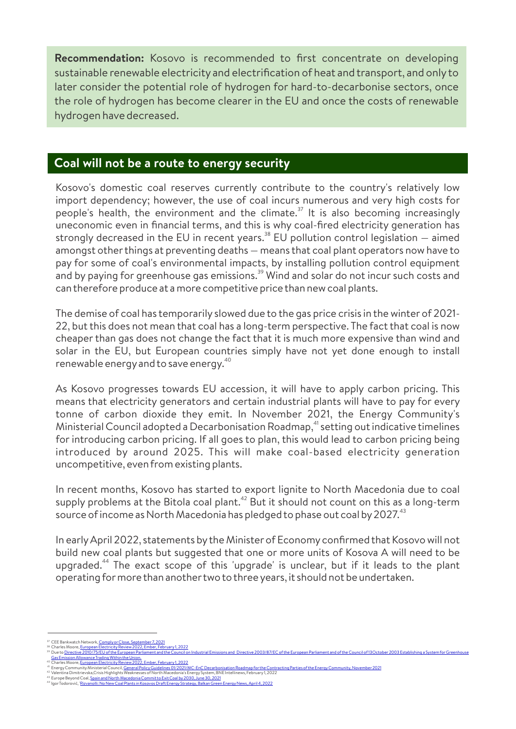**Recommendation:** Kosovo is recommended to first concentrate on developing sustainable renewable electricity and electrification of heat and transport, and only to later consider the potential role of hydrogen for hard-to-decarbonise sectors, once the role of hydrogen has become clearer in the EU and once the costs of renewable hydrogen have decreased.

## Coal will not be a route to energy security

Kosovo's domestic coal reserves currently contribute to the country's relatively low import dependency; however, the use of coal incurs numerous and very high costs for people's health, the environment and the climate.[37] It is also becoming increasingly uneconomic even in financial terms, and this is why coal-fired electricity generation has strongly decreased in the EU in recent years.[38] EU pollution control legislation – aimed amongst other things at preventing deaths – means that coal plant operators now have to pay for some of coal's environmental impacts, by installing pollution control equipment and by paying for greenhouse gas emissions.[39] Wind and solar do not incur such costs and can therefore produce at a more competitive price than new coal plants.

The demise of coal has temporarily slowed due to the gas price crisis in the winter of 2021-22, but this does not mean that coal has a long-term perspective. The fact that coal is now cheaper than gas does not change the fact that it is much more expensive than wind and solar in the EU, but European countries simply have not yet done enough to install renewable energy and to save energy.[40]

As Kosovo progresses towards EU accession, it will have to apply carbon pricing. This means that electricity generators and certain industrial plants will have to pay for every tonne of carbon dioxide they emit. In November 2021, the Energy Community's Ministerial Council adopted a Decarbonisation Roadmap,[41] setting out indicative timelines for introducing carbon pricing. If all goes to plan, this would lead to carbon pricing being introduced by around 2025. This will make coal-based electricity generation uncompetitive, even from existing plants.

In recent months, Kosovo has started to export lignite to North Macedonia due to coal supply problems at the Bitola coal plant.[42] But it should not count on this as a long-term source of income as North Macedonia has pledged to phase out coal by 2027.[43]

In early April 2022, statements by the Minister of Economy confirmed that Kosovo will not build new coal plants but suggested that one or more units of Kosova A will need to be upgraded.[44] The exact scope of this 'upgrade' is unclear, but if it leads to the plant operating for more than another two to three years, it should not be undertaken.

---

[37] CEE Bankwatch Network, Comply or Close, September 7, 2021
[38] Charles Moore, European Electricity Review 2022, Ember, February 1, 2022
[39] Due to Directive 2010/75/EU of the European Parliament and the Council on Industrial Emissions and Directive 2003/87/EC of the European Parliament and of the Council of 13 October 2003 Establishing a System for Greenhouse Gas Emission Allowance Trading Within the Union.
[40] Charles Moore, European Electricity Review 2022, Ember, February 1, 2022
[41] Energy Community Ministerial Council, General Policy Guidelines 01/2021/MC-EnC Decarbonisation Roadmap for the Contracting Parties of the Energy Community, November 2021
[42] Valentina Dimitrievska, Crisis Highlights Weaknesses of North Macedonia's Energy System, BNE Intellinews, February 1, 2022
[43] Europe Beyond Coal, Spain and North Macedonia Commit to Exit Coal by 2030, June 30, 2021
[44] Igor Todorović, 'Rizvanolli: No New Coal Plants in Kosovos Draft Energy Strategy, Balkan Green Energy News, April 4, 2022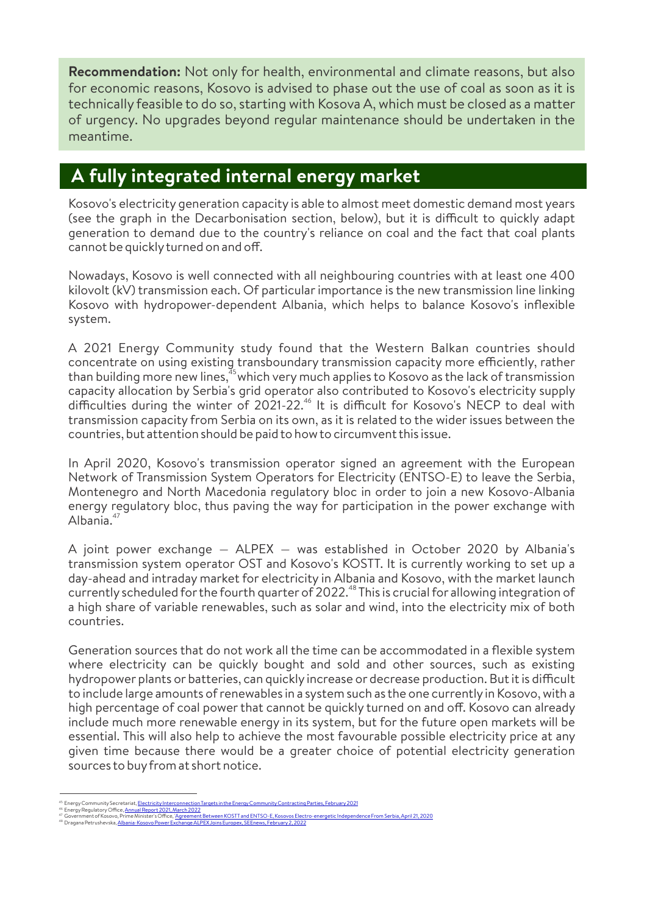**Recommendation:** Not only for health, environmental and climate reasons, but also for economic reasons, Kosovo is advised to phase out the use of coal as soon as it is technically feasible to do so, starting with Kosova A, which must be closed as a matter of urgency. No upgrades beyond regular maintenance should be undertaken in the meantime.

## A fully integrated internal energy market

Kosovo's electricity generation capacity is able to almost meet domestic demand most years (see the graph in the Decarbonisation section, below), but it is difficult to quickly adapt generation to demand due to the country's reliance on coal and the fact that coal plants cannot be quickly turned on and off.

Nowadays, Kosovo is well connected with all neighbouring countries with at least one 400 kilovolt (kV) transmission each. Of particular importance is the new transmission line linking Kosovo with hydropower-dependent Albania, which helps to balance Kosovo's inflexible system.

A 2021 Energy Community study found that the Western Balkan countries should concentrate on using existing transboundary transmission capacity more efficiently, rather than building more new lines,[45] which very much applies to Kosovo as the lack of transmission capacity allocation by Serbia's grid operator also contributed to Kosovo's electricity supply difficulties during the winter of 2021-22.[46] It is difficult for Kosovo's NECP to deal with transmission capacity from Serbia on its own, as it is related to the wider issues between the countries, but attention should be paid to how to circumvent this issue.

In April 2020, Kosovo's transmission operator signed an agreement with the European Network of Transmission System Operators for Electricity (ENTSO-E) to leave the Serbia, Montenegro and North Macedonia regulatory bloc in order to join a new Kosovo-Albania energy regulatory bloc, thus paving the way for participation in the power exchange with Albania.[47]

A joint power exchange – ALPEX – was established in October 2020 by Albania's transmission system operator OST and Kosovo's KOSTT. It is currently working to set up a day-ahead and intraday market for electricity in Albania and Kosovo, with the market launch currently scheduled for the fourth quarter of 2022.[48] This is crucial for allowing integration of a high share of variable renewables, such as solar and wind, into the electricity mix of both countries.

Generation sources that do not work all the time can be accommodated in a flexible system where electricity can be quickly bought and sold and other sources, such as existing hydropower plants or batteries, can quickly increase or decrease production. But it is difficult to include large amounts of renewables in a system such as the one currently in Kosovo, with a high percentage of coal power that cannot be quickly turned on and off. Kosovo can already include much more renewable energy in its system, but for the future open markets will be essential. This will also help to achieve the most favourable possible electricity price at any given time because there would be a greater choice of potential electricity generation sources to buy from at short notice.

---

[45] Energy Community Secretariat, Electricity Interconnection Targets in the Energy Community Contracting Parties, February 2021
[46] Energy Regulatory Office, Annual Report 2021, March 2022
[47] Government of Kosovo, Prime Minister's Office, Agreement Between KOSTT and ENTSO-E, Kosovos Electro-energetic Independence From Serbia, April 21, 2020
[48] Dragana Petrushevska, Albania-Kosovo Power Exchange ALPEX Joins Europex, SEEnews, February 2, 2022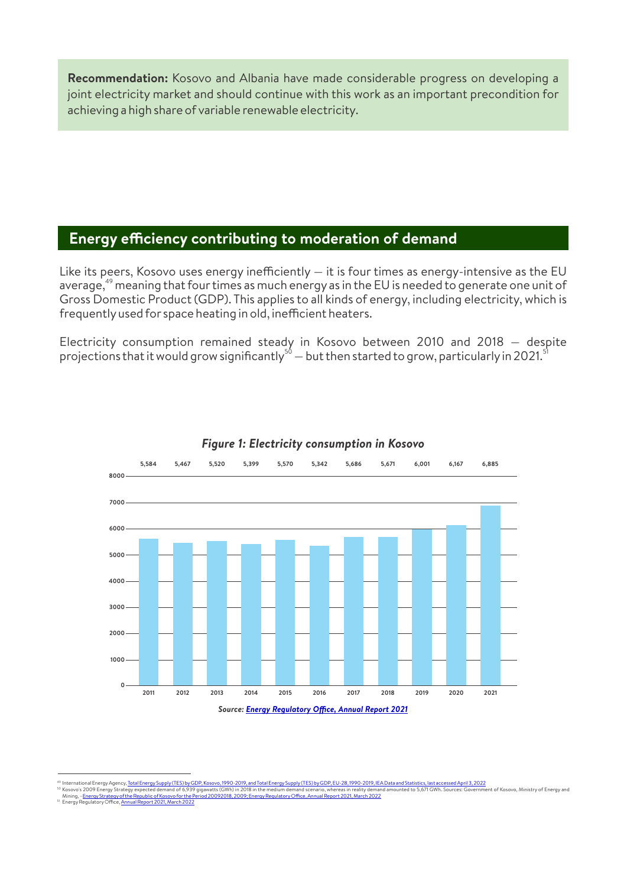**Recommendation:** Kosovo and Albania have made considerable progress on developing a joint electricity market and should continue with this work as an important precondition for achieving a high share of variable renewable electricity.

## Energy efficiency contributing to moderation of demand

Like its peers, Kosovo uses energy inefficiently — it is four times as energy-intensive as the EU average,[49] meaning that four times as much energy as in the EU is needed to generate one unit of Gross Domestic Product (GDP). This applies to all kinds of energy, including electricity, which is frequently used for space heating in old, inefficient heaters.

Electricity consumption remained steady in Kosovo between 2010 and 2018 — despite projections that it would grow significantly[50] — but then started to grow, particularly in 2021.[51]

***Figure 1: Electricity consumption in Kosovo***

| Year | 2011 | 2012 | 2013 | 2014 | 2015 | 2016 | 2017 | 2018 | 2019 | 2020 | 2021 |
|---|---|---|---|---|---|---|---|---|---|---|---|
| Consumption | 5,584 | 5,467 | 5,520 | 5,399 | 5,570 | 5,342 | 5,686 | 5,671 | 6,001 | 6,167 | 6,885 |

***Source: Energy Regulatory Office, Annual Report 2021***

---

[49] International Energy Agency, Total Energy Supply (TES) by GDP, Kosovo, 1990-2019, and Total Energy Supply (TES) by GDP, EU-28, 1990-2019, IEA Data and Statistics, last accessed April 3, 2022

[50] Kosovo's 2009 Energy Strategy expected demand of 6,939 gigawatts (GWh) in 2018 in the medium demand scenario, whereas in reality demand amounted to 5,671 GWh. Sources: Government of Kosovo, Ministry of Energy and Mining, - Energy Strategy of the Republic of Kosovo for the Period 20092018, 2009; Energy Regulatory Office, Annual Report 2021, March 2022

[51] Energy Regulatory Office, Annual Report 2021, March 2022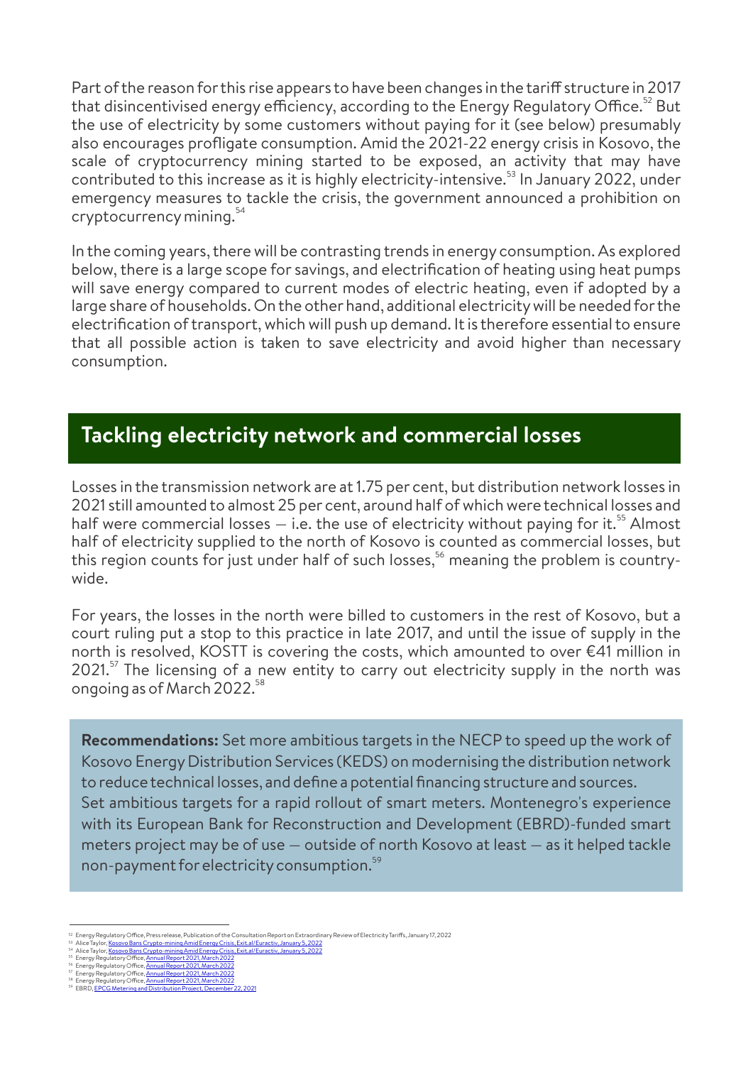Part of the reason for this rise appears to have been changes in the tariff structure in 2017 that disincentivised energy efficiency, according to the Energy Regulatory Office.[52] But the use of electricity by some customers without paying for it (see below) presumably also encourages profligate consumption. Amid the 2021-22 energy crisis in Kosovo, the scale of cryptocurrency mining started to be exposed, an activity that may have contributed to this increase as it is highly electricity-intensive.[53] In January 2022, under emergency measures to tackle the crisis, the government announced a prohibition on cryptocurrency mining.[54]

In the coming years, there will be contrasting trends in energy consumption. As explored below, there is a large scope for savings, and electrification of heating using heat pumps will save energy compared to current modes of electric heating, even if adopted by a large share of households. On the other hand, additional electricity will be needed for the electrification of transport, which will push up demand. It is therefore essential to ensure that all possible action is taken to save electricity and avoid higher than necessary consumption.

## Tackling electricity network and commercial losses

Losses in the transmission network are at 1.75 per cent, but distribution network losses in 2021 still amounted to almost 25 per cent, around half of which were technical losses and half were commercial losses – i.e. the use of electricity without paying for it.[55] Almost half of electricity supplied to the north of Kosovo is counted as commercial losses, but this region counts for just under half of such losses,[56] meaning the problem is country-wide.

For years, the losses in the north were billed to customers in the rest of Kosovo, but a court ruling put a stop to this practice in late 2017, and until the issue of supply in the north is resolved, KOSTT is covering the costs, which amounted to over €41 million in 2021.[57] The licensing of a new entity to carry out electricity supply in the north was ongoing as of March 2022.[58]

**Recommendations:** Set more ambitious targets in the NECP to speed up the work of Kosovo Energy Distribution Services (KEDS) on modernising the distribution network to reduce technical losses, and define a potential financing structure and sources.
Set ambitious targets for a rapid rollout of smart meters. Montenegro's experience with its European Bank for Reconstruction and Development (EBRD)-funded smart meters project may be of use – outside of north Kosovo at least – as it helped tackle non-payment for electricity consumption.[59]

---

[52] Energy Regulatory Office, Press release, Publication of the Consultation Report on Extraordinary Review of Electricity Tariffs, January 17, 2022
[53] Alice Taylor, Kosovo Bans Crypto-mining Amid Energy Crisis, Exit.al/Euractiv, January 5, 2022
[54] Alice Taylor, Kosovo Bans Crypto-mining Amid Energy Crisis, Exit.al/Euractiv, January 5, 2022
[55] Energy Regulatory Office, Annual Report 2021, March 2022
[56] Energy Regulatory Office, Annual Report 2021, March 2022
[57] Energy Regulatory Office, Annual Report 2021, March 2022
[58] Energy Regulatory Office, Annual Report 2021, March 2022
[59] EBRD, EPCG Metering and Distribution Project, December 22, 2021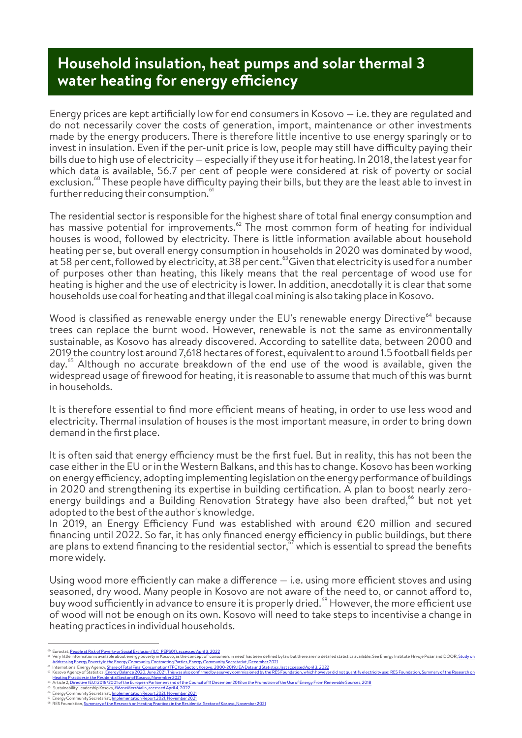## Household insulation, heat pumps and solar thermal 3 water heating for energy efficiency

Energy prices are kept artificially low for end consumers in Kosovo – i.e. they are regulated and do not necessarily cover the costs of generation, import, maintenance or other investments made by the energy producers. There is therefore little incentive to use energy sparingly or to invest in insulation. Even if the per-unit price is low, people may still have difficulty paying their bills due to high use of electricity – especially if they use it for heating. In 2018, the latest year for which data is available, 56.7 per cent of people were considered at risk of poverty or social exclusion.[60] These people have difficulty paying their bills, but they are the least able to invest in further reducing their consumption.[61]

The residential sector is responsible for the highest share of total final energy consumption and has massive potential for improvements.[62] The most common form of heating for individual houses is wood, followed by electricity. There is little information available about household heating per se, but overall energy consumption in households in 2020 was dominated by wood, at 58 per cent, followed by electricity, at 38 per cent.[63] Given that electricity is used for a number of purposes other than heating, this likely means that the real percentage of wood use for heating is higher and the use of electricity is lower. In addition, anecdotally it is clear that some households use coal for heating and that illegal coal mining is also taking place in Kosovo.

Wood is classified as renewable energy under the EU's renewable energy Directive[64] because trees can replace the burnt wood. However, renewable is not the same as environmentally sustainable, as Kosovo has already discovered. According to satellite data, between 2000 and 2019 the country lost around 7,618 hectares of forest, equivalent to around 1.5 football fields per day.[65] Although no accurate breakdown of the end use of the wood is available, given the widespread usage of firewood for heating, it is reasonable to assume that much of this was burnt in households.

It is therefore essential to find more efficient means of heating, in order to use less wood and electricity. Thermal insulation of houses is the most important measure, in order to bring down demand in the first place.

It is often said that energy efficiency must be the first fuel. But in reality, this has not been the case either in the EU or in the Western Balkans, and this has to change. Kosovo has been working on energy efficiency, adopting implementing legislation on the energy performance of buildings in 2020 and strengthening its expertise in building certification. A plan to boost nearly zero-energy buildings and a Building Renovation Strategy have also been drafted,[66] but not yet adopted to the best of the author's knowledge.

In 2019, an Energy Efficiency Fund was established with around €20 million and secured financing until 2022. So far, it has only financed energy efficiency in public buildings, but there are plans to extend financing to the residential sector,[67] which is essential to spread the benefits more widely.

Using wood more efficiently can make a difference – i.e. using more efficient stoves and using seasoned, dry wood. Many people in Kosovo are not aware of the need to, or cannot afford to, buy wood sufficiently in advance to ensure it is properly dried.[68] However, the more efficient use of wood will not be enough on its own. Kosovo will need to take steps to incentivise a change in heating practices in individual households.

---

[60] Eurostat, People at Risk of Poverty or Social Exclusion (ILC_PEPS01), accessed April 3, 2022

[61] Very little information is available about energy poverty in Kosovo, as the concept of 'consumers in need' has been defined by law but there are no detailed statistics available. See Energy Institute Hrvoje Požar and DOOR, Study on Addressing Energy Poverty in the Energy Community Contracting Parties, Energy Community Secretariat, December 2021

[62] International Energy Agency, Share of Total Final Consumption (TFC) by Sector, Kosovo, 2000-2019, IEA Data and Statistics, last accessed April 3, 2022

[63] Kosovo Agency of Statistics, Energy Balance 2020, June 2021. This was also confirmed by a survey commissioned by the RES Foundation, which however did not quantify electricity use: RES Foundation, Summary of the Research on Heating Practices in the Residential Sector of Kosovo, November 2021

[64] Article 2, Directive (EU) 2018/2001 of the European Parliament and of the Council of 11 December 2018 on the Promotion of the Use of Energy From Renewable Sources, 2018

[65] Sustainability Leadership Kosova, #MoseMerrMalin, accessed April 4, 2022

[66] Energy Community Secretariat, Implementation Report 2021, November 2021

[67] Energy Community Secretariat, Implementation Report 2021, November 2021

[68] RES Foundation, Summary of the Research on Heating Practices in the Residential Sector of Kosovo, November 2021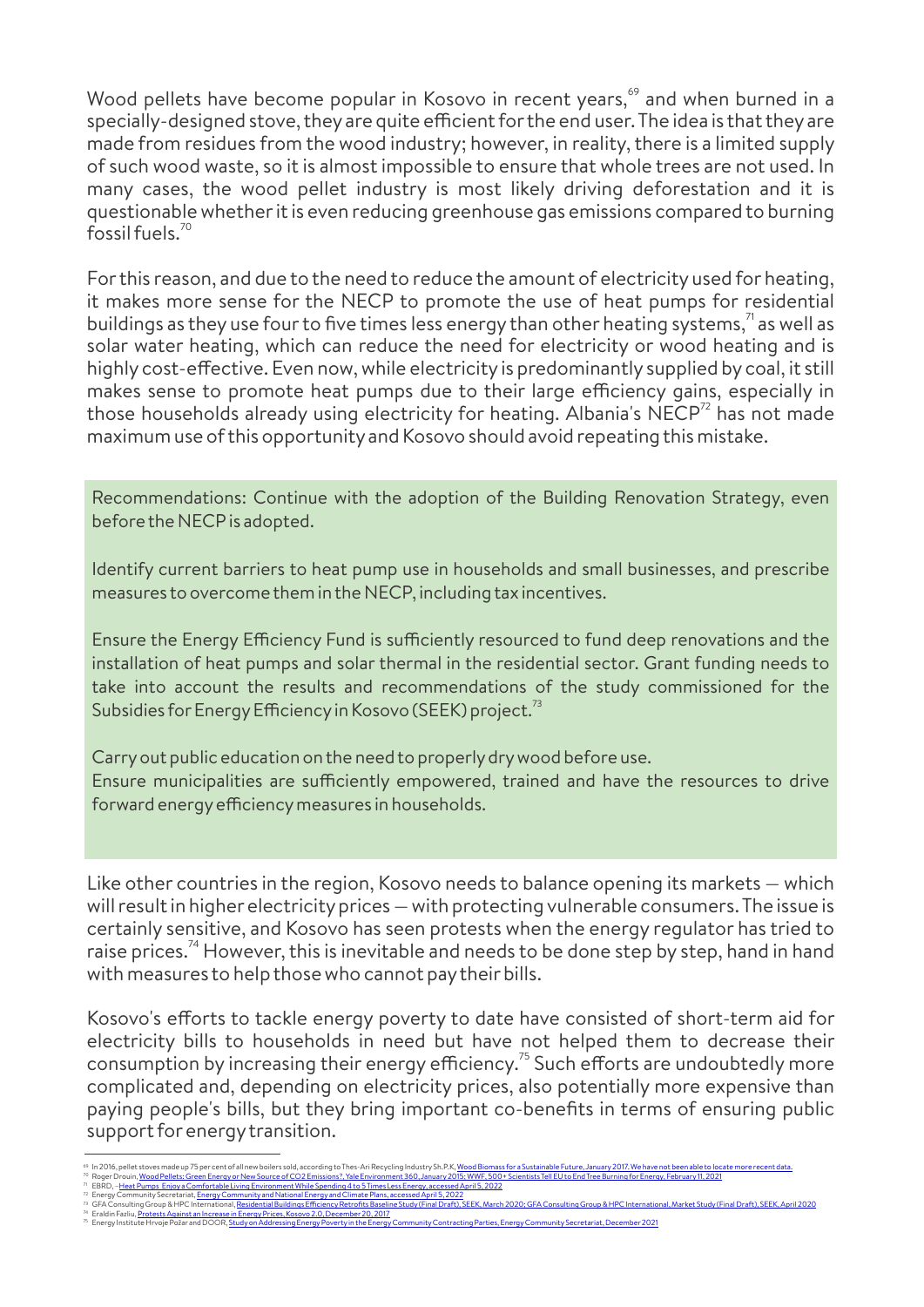Wood pellets have become popular in Kosovo in recent years,[69] and when burned in a specially-designed stove, they are quite efficient for the end user. The idea is that they are made from residues from the wood industry; however, in reality, there is a limited supply of such wood waste, so it is almost impossible to ensure that whole trees are not used. In many cases, the wood pellet industry is most likely driving deforestation and it is questionable whether it is even reducing greenhouse gas emissions compared to burning fossil fuels.[70]

For this reason, and due to the need to reduce the amount of electricity used for heating, it makes more sense for the NECP to promote the use of heat pumps for residential buildings as they use four to five times less energy than other heating systems,[71] as well as solar water heating, which can reduce the need for electricity or wood heating and is highly cost-effective. Even now, while electricity is predominantly supplied by coal, it still makes sense to promote heat pumps due to their large efficiency gains, especially in those households already using electricity for heating. Albania's NECP[72] has not made maximum use of this opportunity and Kosovo should avoid repeating this mistake.

Recommendations: Continue with the adoption of the Building Renovation Strategy, even before the NECP is adopted.

Identify current barriers to heat pump use in households and small businesses, and prescribe measures to overcome them in the NECP, including tax incentives.

Ensure the Energy Efficiency Fund is sufficiently resourced to fund deep renovations and the installation of heat pumps and solar thermal in the residential sector. Grant funding needs to take into account the results and recommendations of the study commissioned for the Subsidies for Energy Efficiency in Kosovo (SEEK) project.[73]

Carry out public education on the need to properly dry wood before use.

Ensure municipalities are sufficiently empowered, trained and have the resources to drive forward energy efficiency measures in households.

Like other countries in the region, Kosovo needs to balance opening its markets – which will result in higher electricity prices – with protecting vulnerable consumers. The issue is certainly sensitive, and Kosovo has seen protests when the energy regulator has tried to raise prices.[74] However, this is inevitable and needs to be done step by step, hand in hand with measures to help those who cannot pay their bills.

Kosovo's efforts to tackle energy poverty to date have consisted of short-term aid for electricity bills to households in need but have not helped them to decrease their consumption by increasing their energy efficiency.[75] Such efforts are undoubtedly more complicated and, depending on electricity prices, also potentially more expensive than paying people's bills, but they bring important co-benefits in terms of ensuring public support for energy transition.

---

[69] In 2016, pellet stoves made up 75 per cent of all new boilers sold, according to Thes-Ari Recycling Industry Sh.P.K, Wood Biomass for a Sustainable Future, January 2017. We have not been able to locate more recent data.

[70] Roger Drouin, Wood Pellets: Green Energy or New Source of CO2 Emissions?, Yale Environment 360, January 2015; WWF, 500+ Scientists Tell EU to End Tree Burning for Energy, February 11, 2021

[71] EBRD, Heat Pumps Enjoy a Comfortable Living Environment While Spending 4 to 5 Times Less Energy, accessed April 5, 2022

[72] Energy Community Secretariat, Energy Community and National Energy and Climate Plans, accessed April 5, 2022

[73] GFA Consulting Group & HPC International, Residential Buildings Efficiency Retrofits Baseline Study (Final Draft), SEEK, March 2020; GFA Consulting Group & HPC International, Market Study (Final Draft), SEEK, April 2020

[74] Eraldin Fazliu, Protests Against an Increase in Energy Prices, Kosovo 2.0, December 20, 2017

[75] Energy Institute Hrvoje Požar and DOOR, Study on Addressing Energy Poverty in the Energy Community Contracting Parties, Energy Community Secretariat, December 2021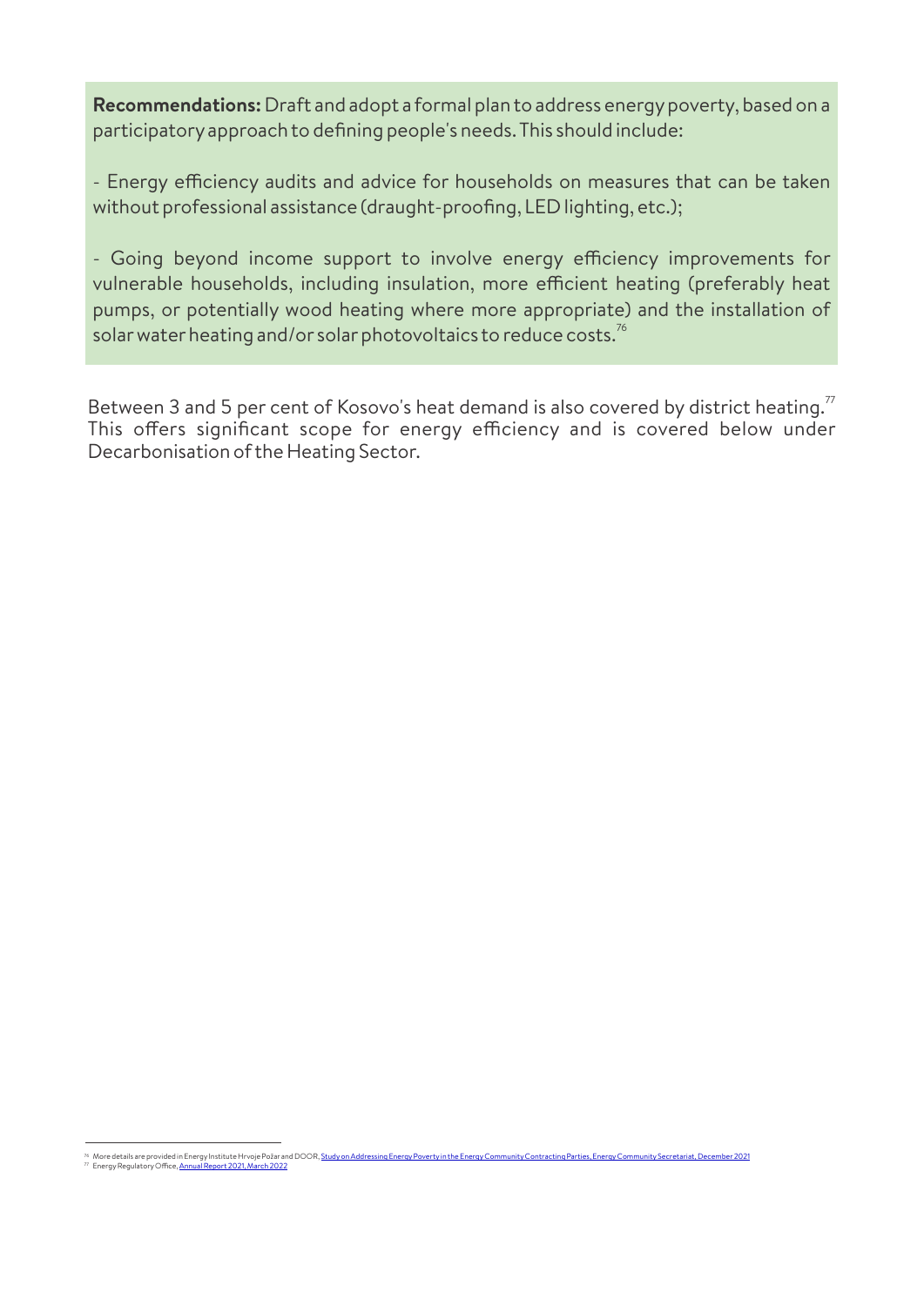**Recommendations:** Draft and adopt a formal plan to address energy poverty, based on a participatory approach to defining people's needs. This should include:

- Energy efficiency audits and advice for households on measures that can be taken without professional assistance (draught-proofing, LED lighting, etc.);

- Going beyond income support to involve energy efficiency improvements for vulnerable households, including insulation, more efficient heating (preferably heat pumps, or potentially wood heating where more appropriate) and the installation of solar water heating and/or solar photovoltaics to reduce costs.[76]

Between 3 and 5 per cent of Kosovo's heat demand is also covered by district heating.[77] This offers significant scope for energy efficiency and is covered below under Decarbonisation of the Heating Sector.

[76] More details are provided in Energy Institute Hrvoje Požar and DOOR, Study on Addressing Energy Poverty in the Energy Community Contracting Parties, Energy Community Secretariat, December 2021

[77] Energy Regulatory Office, Annual Report 2021, March 2022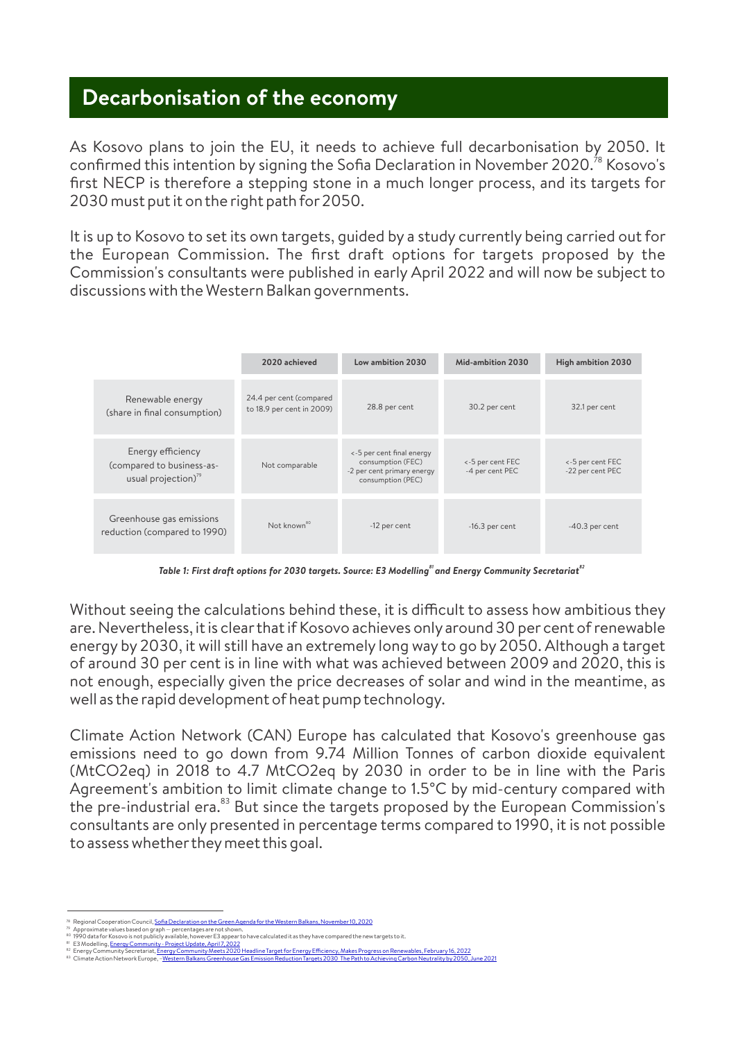## Decarbonisation of the economy

As Kosovo plans to join the EU, it needs to achieve full decarbonisation by 2050. It confirmed this intention by signing the Sofia Declaration in November 2020.[78] Kosovo's first NECP is therefore a stepping stone in a much longer process, and its targets for 2030 must put it on the right path for 2050.

It is up to Kosovo to set its own targets, guided by a study currently being carried out for the European Commission. The first draft options for targets proposed by the Commission's consultants were published in early April 2022 and will now be subject to discussions with the Western Balkan governments.

| | 2020 achieved | Low ambition 2030 | Mid-ambition 2030 | High ambition 2030 |
|---|---|---|---|---|
| Renewable energy (share in final consumption) | 24.4 per cent (compared to 18.9 per cent in 2009) | 28.8 per cent | 30.2 per cent | 32.1 per cent |
| Energy efficiency (compared to business-as-usual projection)[79] | Not comparable | <-5 per cent final energy consumption (FEC) -2 per cent primary energy consumption (PEC) | <-5 per cent FEC -4 per cent PEC | <-5 per cent FEC -22 per cent PEC |
| Greenhouse gas emissions reduction (compared to 1990) | Not known[80] | -12 per cent | -16.3 per cent | -40.3 per cent |

*Table 1: First draft options for 2030 targets. Source: E3 Modelling[81] and Energy Community Secretariat[82]*

Without seeing the calculations behind these, it is difficult to assess how ambitious they are. Nevertheless, it is clear that if Kosovo achieves only around 30 per cent of renewable energy by 2030, it will still have an extremely long way to go by 2050. Although a target of around 30 per cent is in line with what was achieved between 2009 and 2020, this is not enough, especially given the price decreases of solar and wind in the meantime, as well as the rapid development of heat pump technology.

Climate Action Network (CAN) Europe has calculated that Kosovo's greenhouse gas emissions need to go down from 9.74 Million Tonnes of carbon dioxide equivalent (MtCO2eq) in 2018 to 4.7 MtCO2eq by 2030 in order to be in line with the Paris Agreement's ambition to limit climate change to 1.5°C by mid-century compared with the pre-industrial era.[83] But since the targets proposed by the European Commission's consultants are only presented in percentage terms compared to 1990, it is not possible to assess whether they meet this goal.

---

[78] Regional Cooperation Council, Sofia Declaration on the Green Agenda for the Western Balkans, November 10, 2020
[79] Approximate values based on graph – percentages are not shown.
[80] 1990 data for Kosovo is not publicly available, however E3 appear to have calculated it as they have compared the new targets to it.
[81] E3 Modelling, Energy Community - Project Update, April 7, 2022
[82] Energy Community Secretariat, Energy Community Meets 2020 Headline Target for Energy Efficiency, Makes Progress on Renewables, February 16, 2022
[83] Climate Action Network Europe, Western Balkans Greenhouse Gas Emission Reduction Targets 2030. The Path to Achieving Carbon Neutrality by 2050, June 2021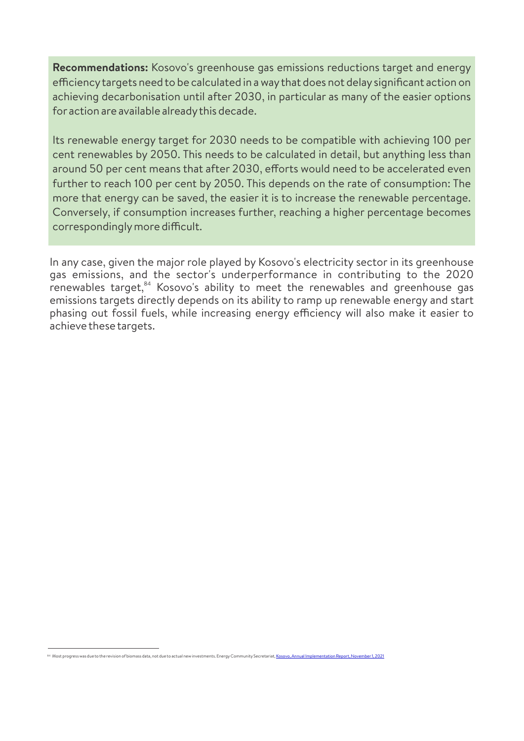**Recommendations:** Kosovo's greenhouse gas emissions reductions target and energy efficiency targets need to be calculated in a way that does not delay significant action on achieving decarbonisation until after 2030, in particular as many of the easier options for action are available already this decade.

Its renewable energy target for 2030 needs to be compatible with achieving 100 per cent renewables by 2050. This needs to be calculated in detail, but anything less than around 50 per cent means that after 2030, efforts would need to be accelerated even further to reach 100 per cent by 2050. This depends on the rate of consumption: The more that energy can be saved, the easier it is to increase the renewable percentage. Conversely, if consumption increases further, reaching a higher percentage becomes correspondingly more difficult.

In any case, given the major role played by Kosovo's electricity sector in its greenhouse gas emissions, and the sector's underperformance in contributing to the 2020 renewables target,[84] Kosovo's ability to meet the renewables and greenhouse gas emissions targets directly depends on its ability to ramp up renewable energy and start phasing out fossil fuels, while increasing energy efficiency will also make it easier to achieve these targets.

---

[84] Most progress was due to the revision of biomass data, not due to actual new investments. Energy Community Secretariat, Kosovo, Annual Implementation Report, November 1, 2021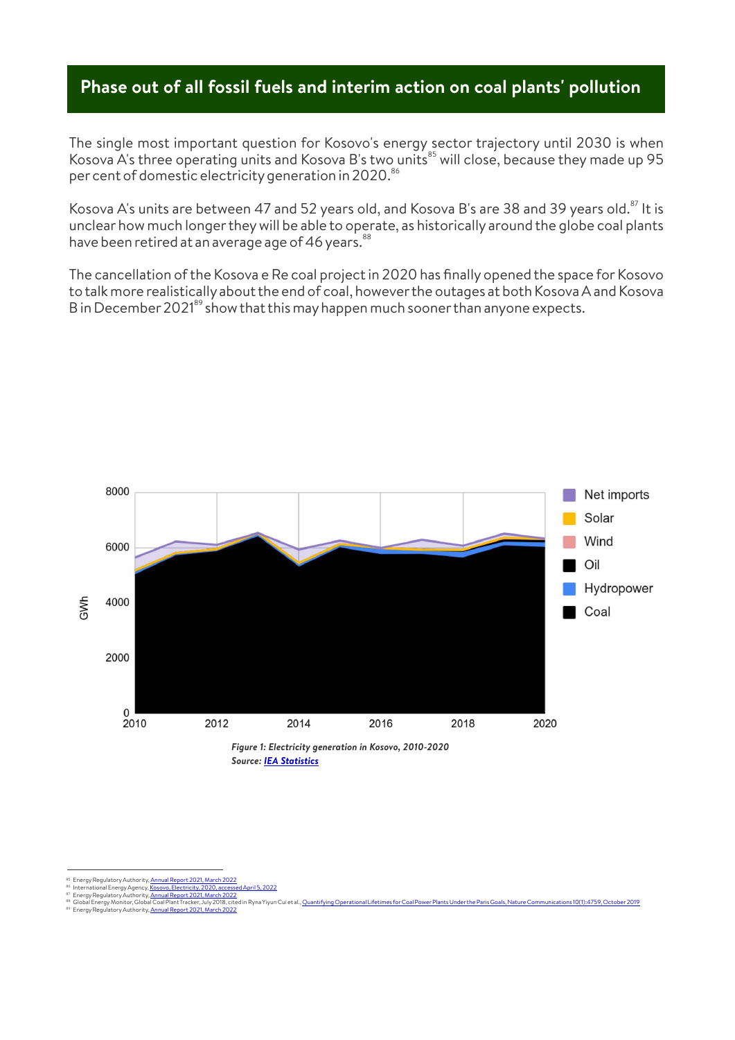## Phase out of all fossil fuels and interim action on coal plants' pollution

The single most important question for Kosovo's energy sector trajectory until 2030 is when Kosova A's three operating units and Kosova B's two units[85] will close, because they made up 95 per cent of domestic electricity generation in 2020.[86]

Kosova A's units are between 47 and 52 years old, and Kosova B's are 38 and 39 years old.[87] It is unclear how much longer they will be able to operate, as historically around the globe coal plants have been retired at an average age of 46 years.[88]

The cancellation of the Kosova e Re coal project in 2020 has finally opened the space for Kosovo to talk more realistically about the end of coal, however the outages at both Kosova A and Kosova B in December 2021[89] show that this may happen much sooner than anyone expects.

***Figure 1: Electricity generation in Kosovo, 2010-2020***
***Source: IEA Statistics***

---

[85] Energy Regulatory Authority, Annual Report 2021, March 2022
[86] International Energy Agency, Kosovo, Electricity, 2020, accessed April 5, 2022
[87] Energy Regulatory Authority, Annual Report 2021, March 2022
[88] Global Energy Monitor, Global Coal Plant Tracker, July 2018, cited in Ryna Yiyun Cui et al., Quantifying Operational Lifetimes for Coal Power Plants Under the Paris Goals, Nature Communications 10(1):4759, October 2019
[89] Energy Regulatory Authority, Annual Report 2021, March 2022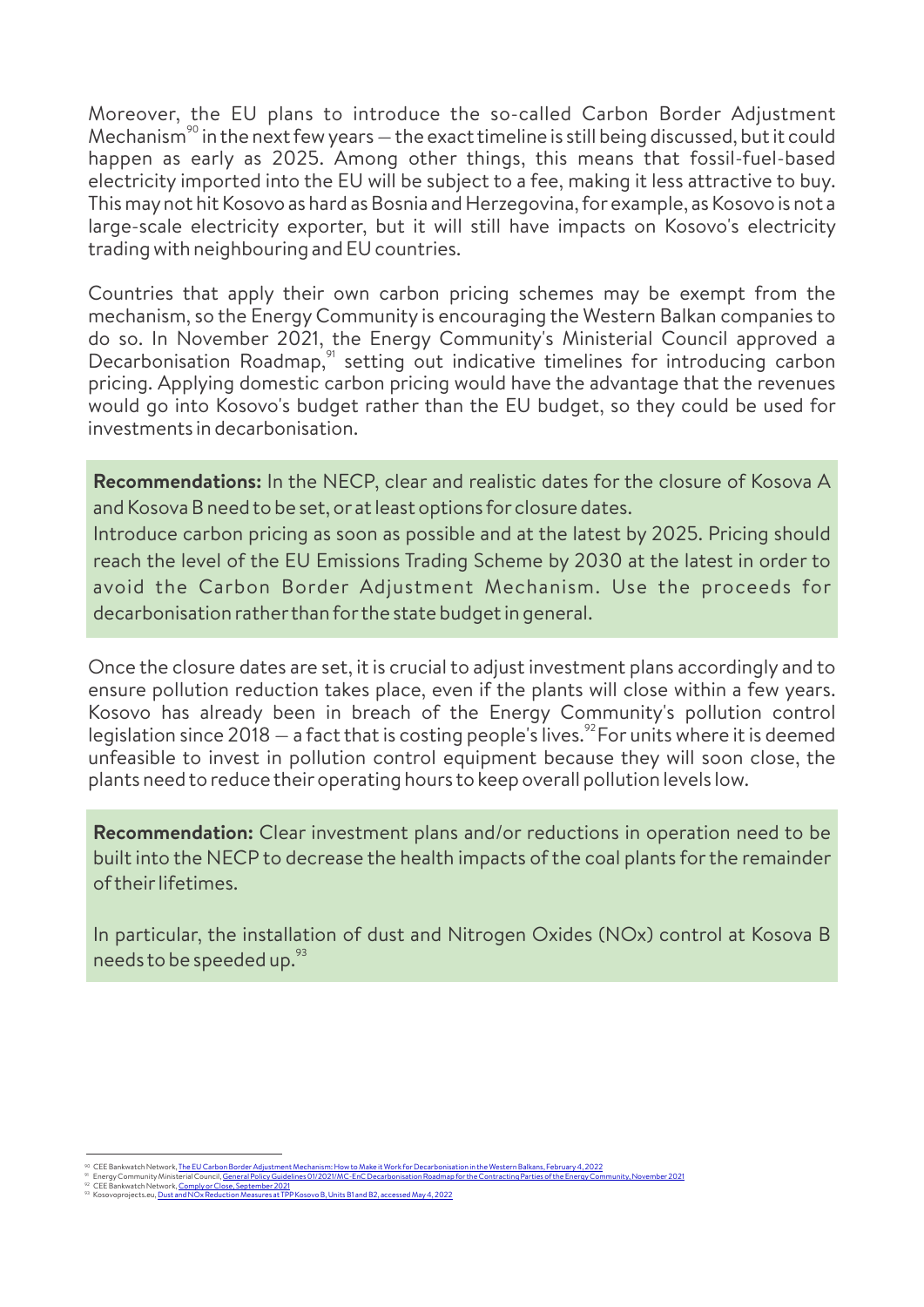Moreover, the EU plans to introduce the so-called Carbon Border Adjustment Mechanism[90] in the next few years – the exact timeline is still being discussed, but it could happen as early as 2025. Among other things, this means that fossil-fuel-based electricity imported into the EU will be subject to a fee, making it less attractive to buy. This may not hit Kosovo as hard as Bosnia and Herzegovina, for example, as Kosovo is not a large-scale electricity exporter, but it will still have impacts on Kosovo's electricity trading with neighbouring and EU countries.

Countries that apply their own carbon pricing schemes may be exempt from the mechanism, so the Energy Community is encouraging the Western Balkan companies to do so. In November 2021, the Energy Community's Ministerial Council approved a Decarbonisation Roadmap,[91] setting out indicative timelines for introducing carbon pricing. Applying domestic carbon pricing would have the advantage that the revenues would go into Kosovo's budget rather than the EU budget, so they could be used for investments in decarbonisation.

**Recommendations:** In the NECP, clear and realistic dates for the closure of Kosova A and Kosova B need to be set, or at least options for closure dates.
Introduce carbon pricing as soon as possible and at the latest by 2025. Pricing should reach the level of the EU Emissions Trading Scheme by 2030 at the latest in order to avoid the Carbon Border Adjustment Mechanism. Use the proceeds for decarbonisation rather than for the state budget in general.

Once the closure dates are set, it is crucial to adjust investment plans accordingly and to ensure pollution reduction takes place, even if the plants will close within a few years. Kosovo has already been in breach of the Energy Community's pollution control legislation since 2018 – a fact that is costing people's lives.[92] For units where it is deemed unfeasible to invest in pollution control equipment because they will soon close, the plants need to reduce their operating hours to keep overall pollution levels low.

**Recommendation:** Clear investment plans and/or reductions in operation need to be built into the NECP to decrease the health impacts of the coal plants for the remainder of their lifetimes.

In particular, the installation of dust and Nitrogen Oxides (NOx) control at Kosova B needs to be speeded up.[93]

---

[90] CEE Bankwatch Network, The EU Carbon Border Adjustment Mechanism: How to Make it Work for Decarbonisation in the Western Balkans, February 4, 2022
[91] Energy Community Ministerial Council, General Policy Guidelines 01/2021/MC-EnC Decarbonisation Roadmap for the Contracting Parties of the Energy Community, November 2021
[92] CEE Bankwatch Network, Comply or Close, September 2021
[93] Kosovoprojects.eu, Dust and NOx Reduction Measures at TPP Kosovo B, Units B1 and B2, accessed May 4, 2022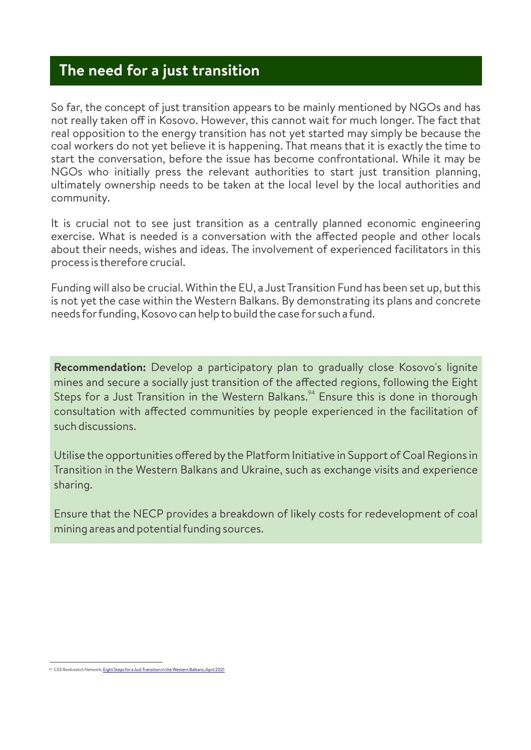## The need for a just transition

So far, the concept of just transition appears to be mainly mentioned by NGOs and has not really taken off in Kosovo. However, this cannot wait for much longer. The fact that real opposition to the energy transition has not yet started may simply be because the coal workers do not yet believe it is happening. That means that it is exactly the time to start the conversation, before the issue has become confrontational. While it may be NGOs who initially press the relevant authorities to start just transition planning, ultimately ownership needs to be taken at the local level by the local authorities and community.

It is crucial not to see just transition as a centrally planned economic engineering exercise. What is needed is a conversation with the affected people and other locals about their needs, wishes and ideas. The involvement of experienced facilitators in this process is therefore crucial.

Funding will also be crucial. Within the EU, a Just Transition Fund has been set up, but this is not yet the case within the Western Balkans. By demonstrating its plans and concrete needs for funding, Kosovo can help to build the case for such a fund.

**Recommendation:** Develop a participatory plan to gradually close Kosovo's lignite mines and secure a socially just transition of the affected regions, following the Eight Steps for a Just Transition in the Western Balkans.[94] Ensure this is done in thorough consultation with affected communities by people experienced in the facilitation of such discussions.

Utilise the opportunities offered by the Platform Initiative in Support of Coal Regions in Transition in the Western Balkans and Ukraine, such as exchange visits and experience sharing.

Ensure that the NECP provides a breakdown of likely costs for redevelopment of coal mining areas and potential funding sources.

[94] CEE Bankwatch Network, Eight Steps for a Just Transition in the Western Balkans, April 2021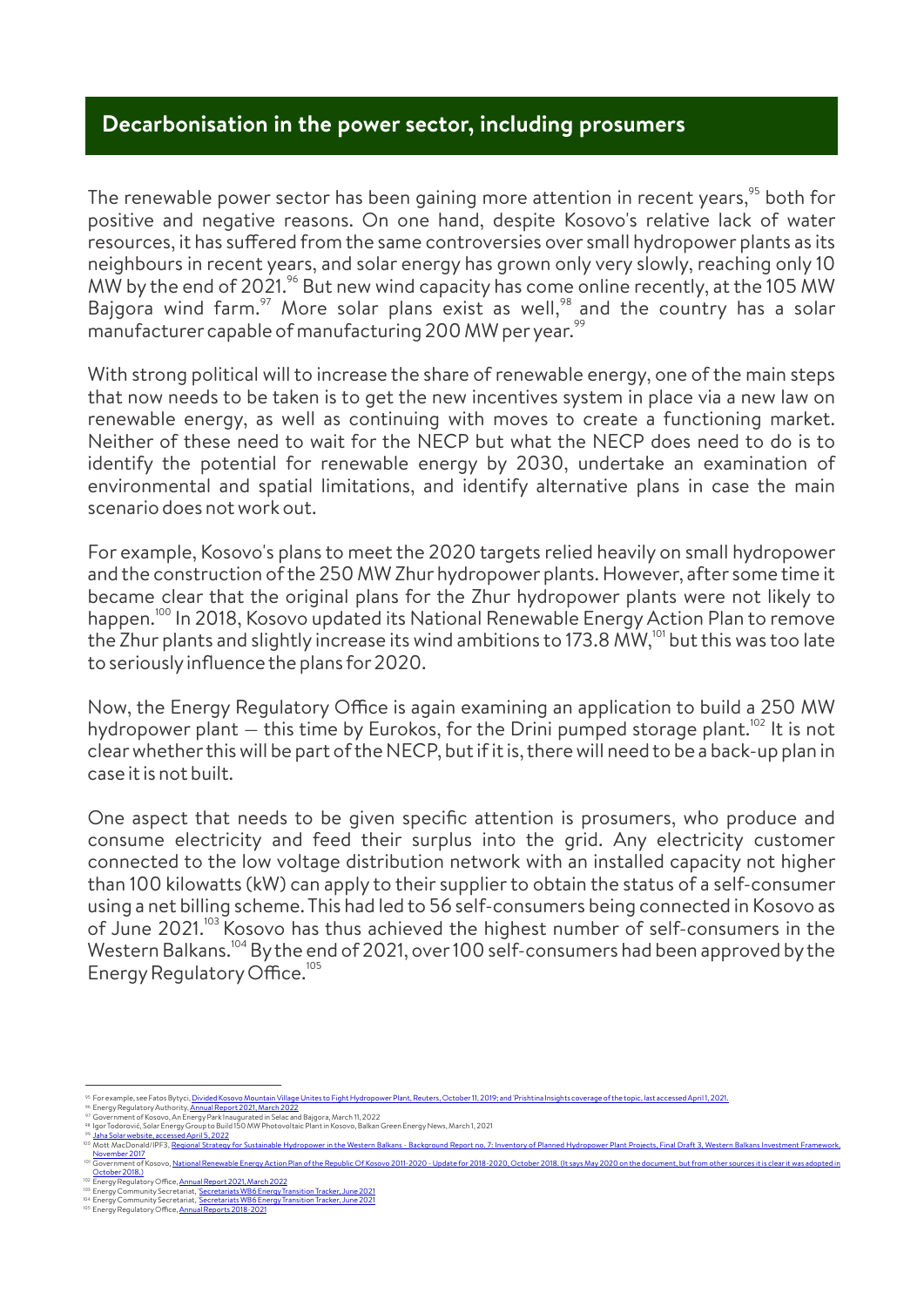## Decarbonisation in the power sector, including prosumers

The renewable power sector has been gaining more attention in recent years,[95] both for positive and negative reasons. On one hand, despite Kosovo's relative lack of water resources, it has suffered from the same controversies over small hydropower plants as its neighbours in recent years, and solar energy has grown only very slowly, reaching only 10 MW by the end of 2021.[96] But new wind capacity has come online recently, at the 105 MW Bajgora wind farm.[97] More solar plans exist as well,[98] and the country has a solar manufacturer capable of manufacturing 200 MW per year.[99]

With strong political will to increase the share of renewable energy, one of the main steps that now needs to be taken is to get the new incentives system in place via a new law on renewable energy, as well as continuing with moves to create a functioning market. Neither of these need to wait for the NECP but what the NECP does need to do is to identify the potential for renewable energy by 2030, undertake an examination of environmental and spatial limitations, and identify alternative plans in case the main scenario does not work out.

For example, Kosovo's plans to meet the 2020 targets relied heavily on small hydropower and the construction of the 250 MW Zhur hydropower plants. However, after some time it became clear that the original plans for the Zhur hydropower plants were not likely to happen.[100] In 2018, Kosovo updated its National Renewable Energy Action Plan to remove the Zhur plants and slightly increase its wind ambitions to 173.8 MW,[101] but this was too late to seriously influence the plans for 2020.

Now, the Energy Regulatory Office is again examining an application to build a 250 MW hydropower plant – this time by Eurokos, for the Drini pumped storage plant.[102] It is not clear whether this will be part of the NECP, but if it is, there will need to be a back-up plan in case it is not built.

One aspect that needs to be given specific attention is prosumers, who produce and consume electricity and feed their surplus into the grid. Any electricity customer connected to the low voltage distribution network with an installed capacity not higher than 100 kilowatts (kW) can apply to their supplier to obtain the status of a self-consumer using a net billing scheme. This had led to 56 self-consumers being connected in Kosovo as of June 2021.[103] Kosovo has thus achieved the highest number of self-consumers in the Western Balkans.[104] By the end of 2021, over 100 self-consumers had been approved by the Energy Regulatory Office.[105]

---

[95] For example, see Fatos Bytyci, Divided Kosovo Mountain Village Unites to Fight Hydropower Plant, Reuters, October 11, 2019; and 'Prishtina Insights coverage of the topic, last accessed April 1, 2021.

[96] Energy Regulatory Authority, Annual Report 2021, March 2022

[97] Government of Kosovo, An Energy Park Inaugurated in Selac and Bajgora, March 11, 2022

[98] Igor Todorović, Solar Energy Group to Build 150 MW Photovoltaic Plant in Kosovo, Balkan Green Energy News, March 1, 2021

[99] Jaha Solar website, accessed April 5, 2022

[100] Mott MacDonald/IPF3, Regional Strategy for Sustainable Hydropower in the Western Balkans - Background Report no. 7: Inventory of Planned Hydropower Plant Projects, Final Draft 3, Western Balkans Investment Framework, November 2017

[101] Government of Kosovo, National Renewable Energy Action Plan of the Republic Of Kosovo 2011-2020 - Update for 2018-2020, October 2018. (It says May 2020 on the document, but from other sources it is clear it was adopted in October 2018.)

[102] Energy Regulatory Office, Annual Report 2021, March 2022

[103] Energy Community Secretariat, 'Secretariats WB6 Energy Transition Tracker, June 2021

[104] Energy Community Secretariat, 'Secretariats WB6 Energy Transition Tracker, June 2021

[105] Energy Regulatory Office, Annual Reports 2018-2021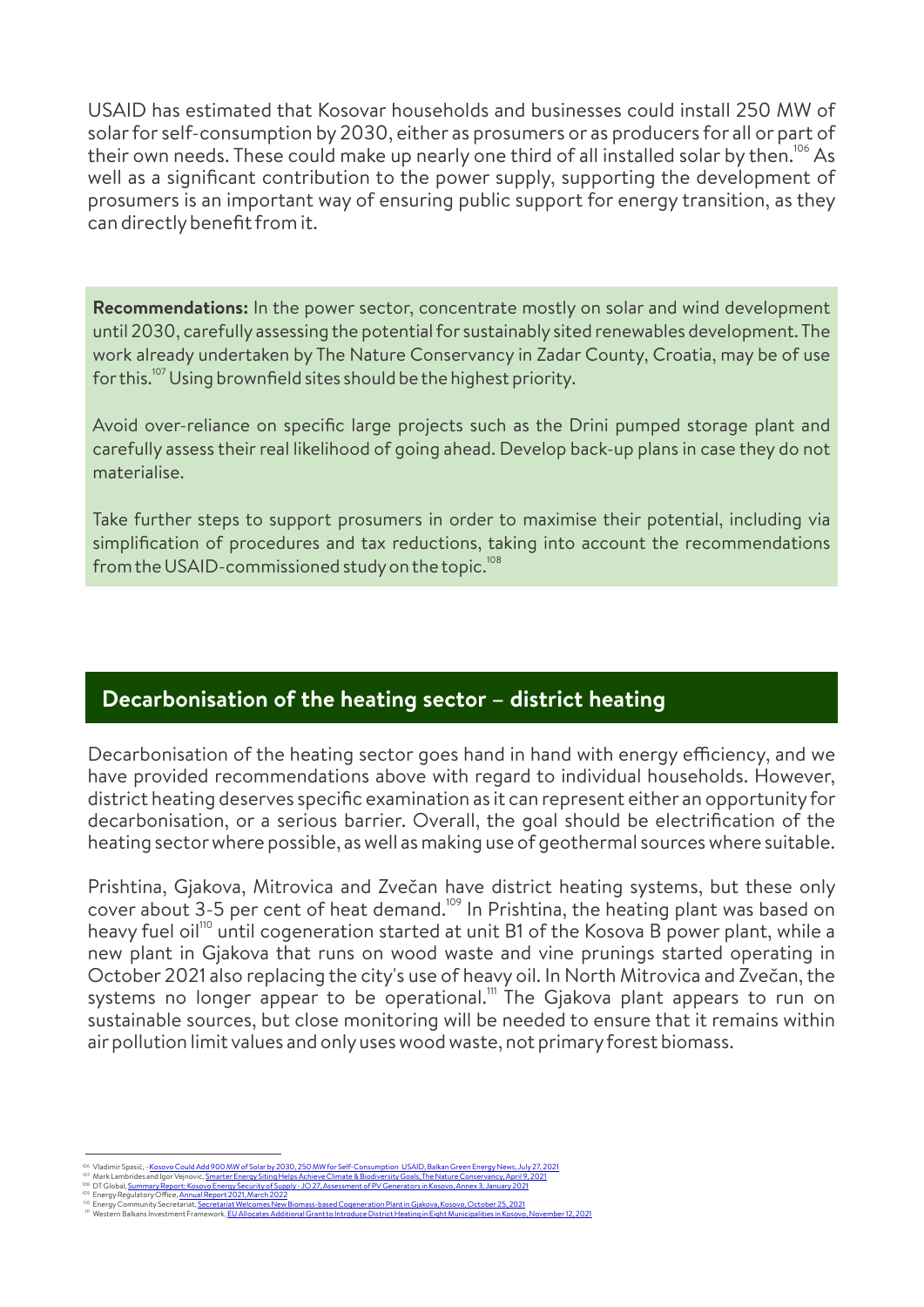USAID has estimated that Kosovar households and businesses could install 250 MW of solar for self-consumption by 2030, either as prosumers or as producers for all or part of their own needs. These could make up nearly one third of all installed solar by then.[106] As well as a significant contribution to the power supply, supporting the development of prosumers is an important way of ensuring public support for energy transition, as they can directly benefit from it.

**Recommendations:** In the power sector, concentrate mostly on solar and wind development until 2030, carefully assessing the potential for sustainably sited renewables development. The work already undertaken by The Nature Conservancy in Zadar County, Croatia, may be of use for this.[107] Using brownfield sites should be the highest priority.

Avoid over-reliance on specific large projects such as the Drini pumped storage plant and carefully assess their real likelihood of going ahead. Develop back-up plans in case they do not materialise.

Take further steps to support prosumers in order to maximise their potential, including via simplification of procedures and tax reductions, taking into account the recommendations from the USAID-commissioned study on the topic.[108]

## Decarbonisation of the heating sector – district heating

Decarbonisation of the heating sector goes hand in hand with energy efficiency, and we have provided recommendations above with regard to individual households. However, district heating deserves specific examination as it can represent either an opportunity for decarbonisation, or a serious barrier. Overall, the goal should be electrification of the heating sector where possible, as well as making use of geothermal sources where suitable.

Prishtina, Gjakova, Mitrovica and Zvečan have district heating systems, but these only cover about 3-5 per cent of heat demand.[109] In Prishtina, the heating plant was based on heavy fuel oil[110] until cogeneration started at unit B1 of the Kosova B power plant, while a new plant in Gjakova that runs on wood waste and vine prunings started operating in October 2021 also replacing the city's use of heavy oil. In North Mitrovica and Zvečan, the systems no longer appear to be operational.[111] The Gjakova plant appears to run on sustainable sources, but close monitoring will be needed to ensure that it remains within air pollution limit values and only uses wood waste, not primary forest biomass.

---

106 Vladimir Spasić, Kosovo Could Add 900 MW of Solar by 2030, 250 MW for Self-Consumption USAID, Balkan Green Energy News, July 27, 2021
107 Mark Lambrides and Igor Vejnovic, Smarter Energy Siting Helps Achieve Climate & Biodiversity Goals, The Nature Conservancy, April 9, 2021
108 DT Global, Summary Report: Kosovo Energy Security of Supply - JO 27, Assessment of PV Generators in Kosovo, Annex 3, January 2021
109 Energy Regulatory Office, Annual Report 2021, March 2022
110 Energy Community Secretariat, Secretariat Welcomes New Biomass-based Cogeneration Plant in Gjakova, Kosovo, October 25, 2021
111 Western Balkans Investment Framework, EU Allocates Additional Grant to Introduce District Heating in Eight Municipalities in Kosovo, November 12, 2021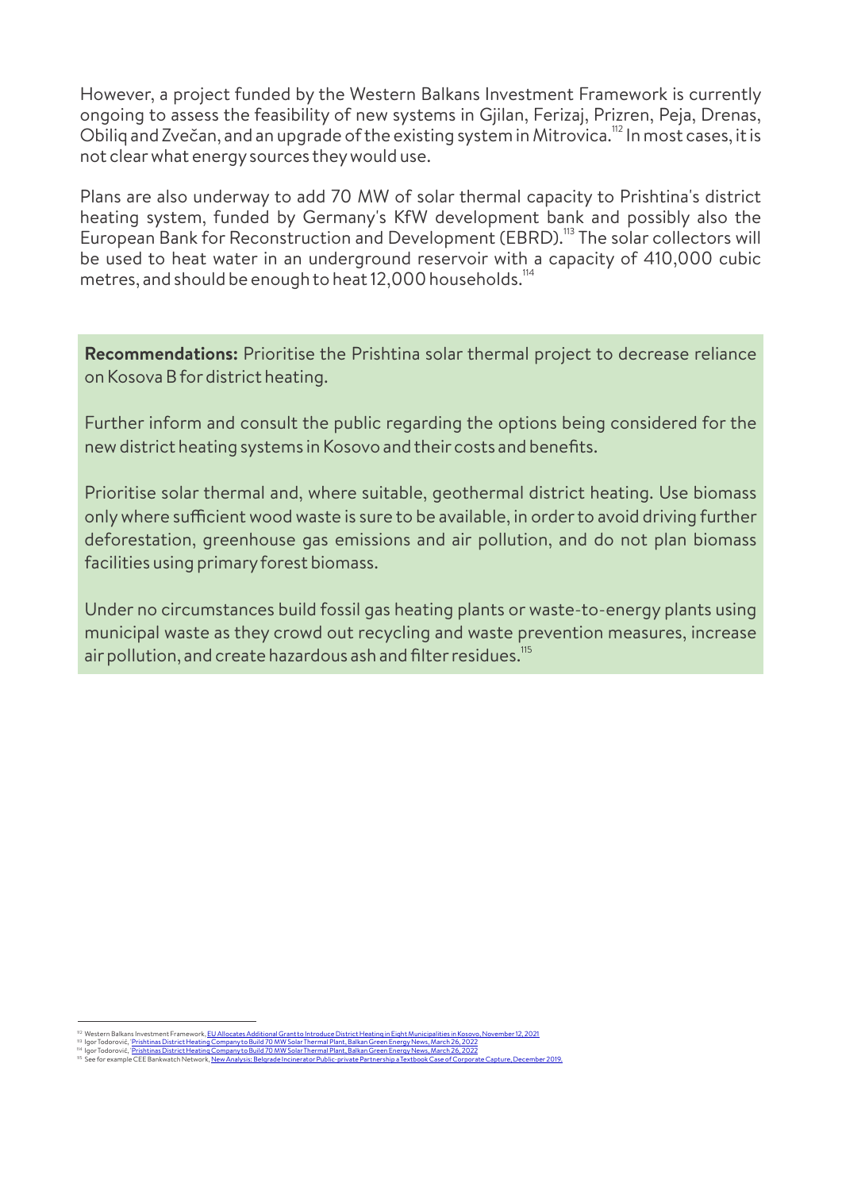However, a project funded by the Western Balkans Investment Framework is currently ongoing to assess the feasibility of new systems in Gjilan, Ferizaj, Prizren, Peja, Drenas, Obiliq and Zvečan, and an upgrade of the existing system in Mitrovica.[112] In most cases, it is not clear what energy sources they would use.

Plans are also underway to add 70 MW of solar thermal capacity to Prishtina's district heating system, funded by Germany's KfW development bank and possibly also the European Bank for Reconstruction and Development (EBRD).[113] The solar collectors will be used to heat water in an underground reservoir with a capacity of 410,000 cubic metres, and should be enough to heat 12,000 households.[114]

**Recommendations:** Prioritise the Prishtina solar thermal project to decrease reliance on Kosova B for district heating.

Further inform and consult the public regarding the options being considered for the new district heating systems in Kosovo and their costs and benefits.

Prioritise solar thermal and, where suitable, geothermal district heating. Use biomass only where sufficient wood waste is sure to be available, in order to avoid driving further deforestation, greenhouse gas emissions and air pollution, and do not plan biomass facilities using primary forest biomass.

Under no circumstances build fossil gas heating plants or waste-to-energy plants using municipal waste as they crowd out recycling and waste prevention measures, increase air pollution, and create hazardous ash and filter residues.[115]

---

[112] Western Balkans Investment Framework, EU Allocates Additional Grant to Introduce District Heating in Eight Municipalities in Kosovo, November 12, 2021

[113] Igor Todorović, 'Prishtinas District Heating Company to Build 70 MW Solar Thermal Plant, Balkan Green Energy News, March 26, 2022

[114] Igor Todorović, 'Prishtinas District Heating Company to Build 70 MW Solar Thermal Plant, Balkan Green Energy News, March 26, 2022

[115] See for example CEE Bankwatch Network, New Analysis: Belgrade Incinerator Public-private Partnership a Textbook Case of Corporate Capture, December 2019.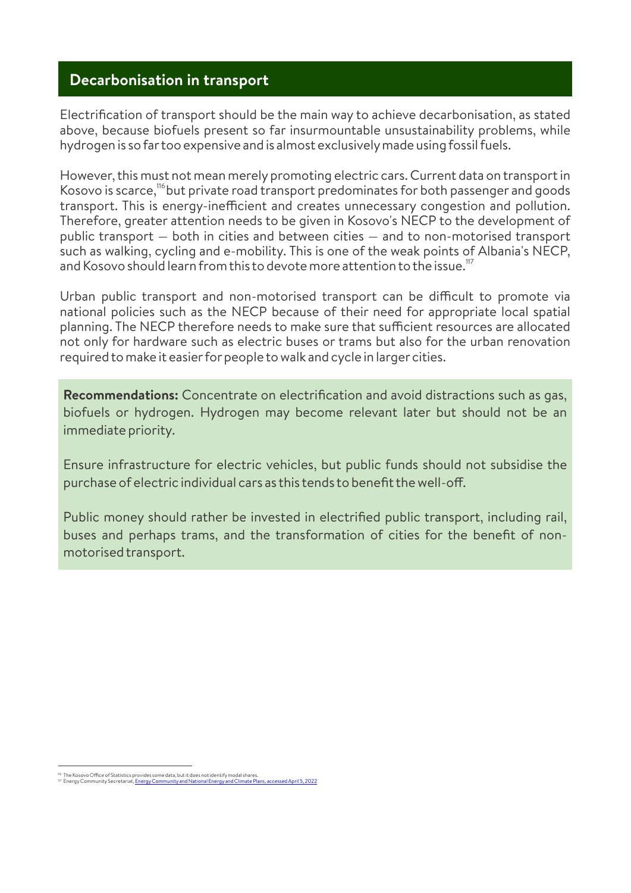## Decarbonisation in transport

Electrification of transport should be the main way to achieve decarbonisation, as stated above, because biofuels present so far insurmountable unsustainability problems, while hydrogen is so far too expensive and is almost exclusively made using fossil fuels.

However, this must not mean merely promoting electric cars. Current data on transport in Kosovo is scarce,[116] but private road transport predominates for both passenger and goods transport. This is energy-inefficient and creates unnecessary congestion and pollution. Therefore, greater attention needs to be given in Kosovo's NECP to the development of public transport – both in cities and between cities – and to non-motorised transport such as walking, cycling and e-mobility. This is one of the weak points of Albania's NECP, and Kosovo should learn from this to devote more attention to the issue.[117]

Urban public transport and non-motorised transport can be difficult to promote via national policies such as the NECP because of their need for appropriate local spatial planning. The NECP therefore needs to make sure that sufficient resources are allocated not only for hardware such as electric buses or trams but also for the urban renovation required to make it easier for people to walk and cycle in larger cities.

**Recommendations:** Concentrate on electrification and avoid distractions such as gas, biofuels or hydrogen. Hydrogen may become relevant later but should not be an immediate priority.

Ensure infrastructure for electric vehicles, but public funds should not subsidise the purchase of electric individual cars as this tends to benefit the well-off.

Public money should rather be invested in electrified public transport, including rail, buses and perhaps trams, and the transformation of cities for the benefit of non-motorised transport.

---

[116] The Kosovo Office of Statistics provides some data, but it does not identify modal shares.

[117] Energy Community Secretariat, Energy Community and National Energy and Climate Plans, accessed April 5, 2022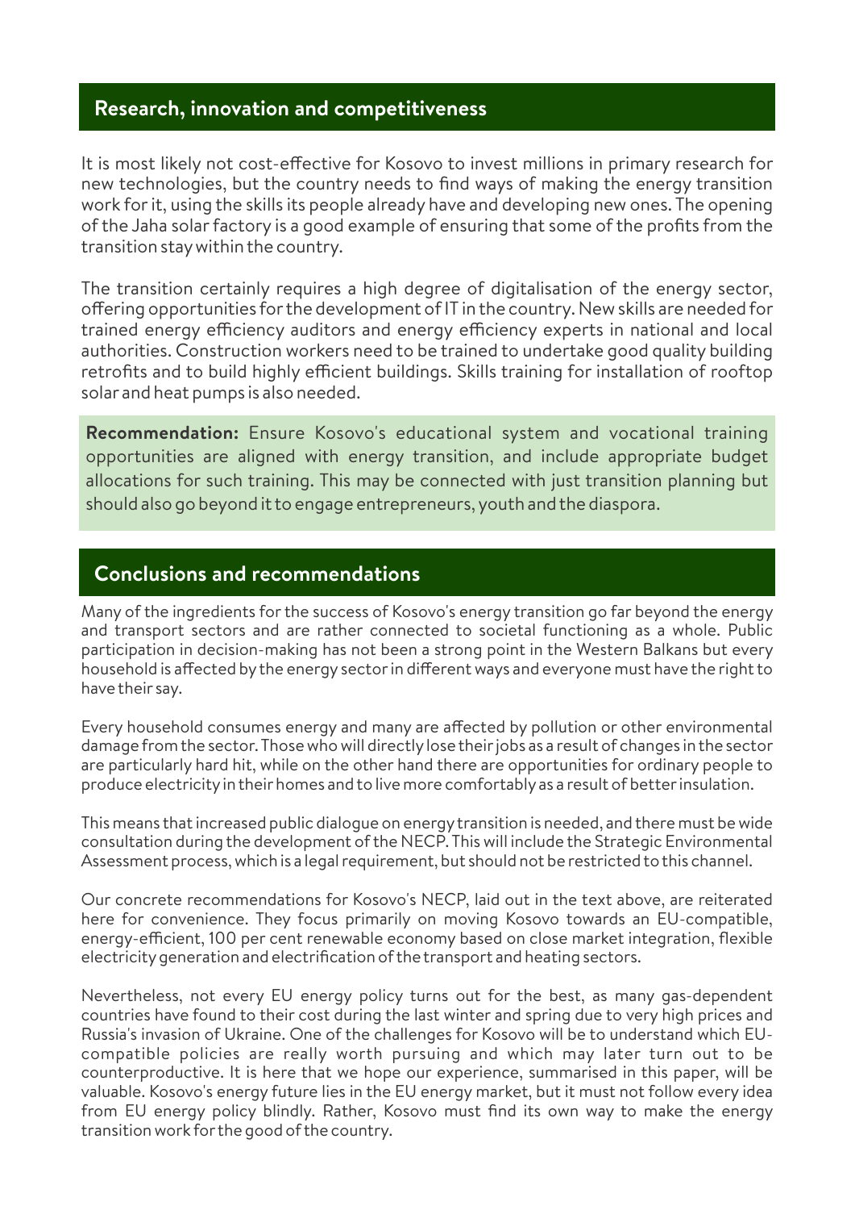## Research, innovation and competitiveness

It is most likely not cost-effective for Kosovo to invest millions in primary research for new technologies, but the country needs to find ways of making the energy transition work for it, using the skills its people already have and developing new ones. The opening of the Jaha solar factory is a good example of ensuring that some of the profits from the transition stay within the country.

The transition certainly requires a high degree of digitalisation of the energy sector, offering opportunities for the development of IT in the country. New skills are needed for trained energy efficiency auditors and energy efficiency experts in national and local authorities. Construction workers need to be trained to undertake good quality building retrofits and to build highly efficient buildings. Skills training for installation of rooftop solar and heat pumps is also needed.

**Recommendation:** Ensure Kosovo's educational system and vocational training opportunities are aligned with energy transition, and include appropriate budget allocations for such training. This may be connected with just transition planning but should also go beyond it to engage entrepreneurs, youth and the diaspora.

## Conclusions and recommendations

Many of the ingredients for the success of Kosovo's energy transition go far beyond the energy and transport sectors and are rather connected to societal functioning as a whole. Public participation in decision-making has not been a strong point in the Western Balkans but every household is affected by the energy sector in different ways and everyone must have the right to have their say.

Every household consumes energy and many are affected by pollution or other environmental damage from the sector. Those who will directly lose their jobs as a result of changes in the sector are particularly hard hit, while on the other hand there are opportunities for ordinary people to produce electricity in their homes and to live more comfortably as a result of better insulation.

This means that increased public dialogue on energy transition is needed, and there must be wide consultation during the development of the NECP. This will include the Strategic Environmental Assessment process, which is a legal requirement, but should not be restricted to this channel.

Our concrete recommendations for Kosovo's NECP, laid out in the text above, are reiterated here for convenience. They focus primarily on moving Kosovo towards an EU-compatible, energy-efficient, 100 per cent renewable economy based on close market integration, flexible electricity generation and electrification of the transport and heating sectors.

Nevertheless, not every EU energy policy turns out for the best, as many gas-dependent countries have found to their cost during the last winter and spring due to very high prices and Russia's invasion of Ukraine. One of the challenges for Kosovo will be to understand which EU-compatible policies are really worth pursuing and which may later turn out to be counterproductive. It is here that we hope our experience, summarised in this paper, will be valuable. Kosovo's energy future lies in the EU energy market, but it must not follow every idea from EU energy policy blindly. Rather, Kosovo must find its own way to make the energy transition work for the good of the country.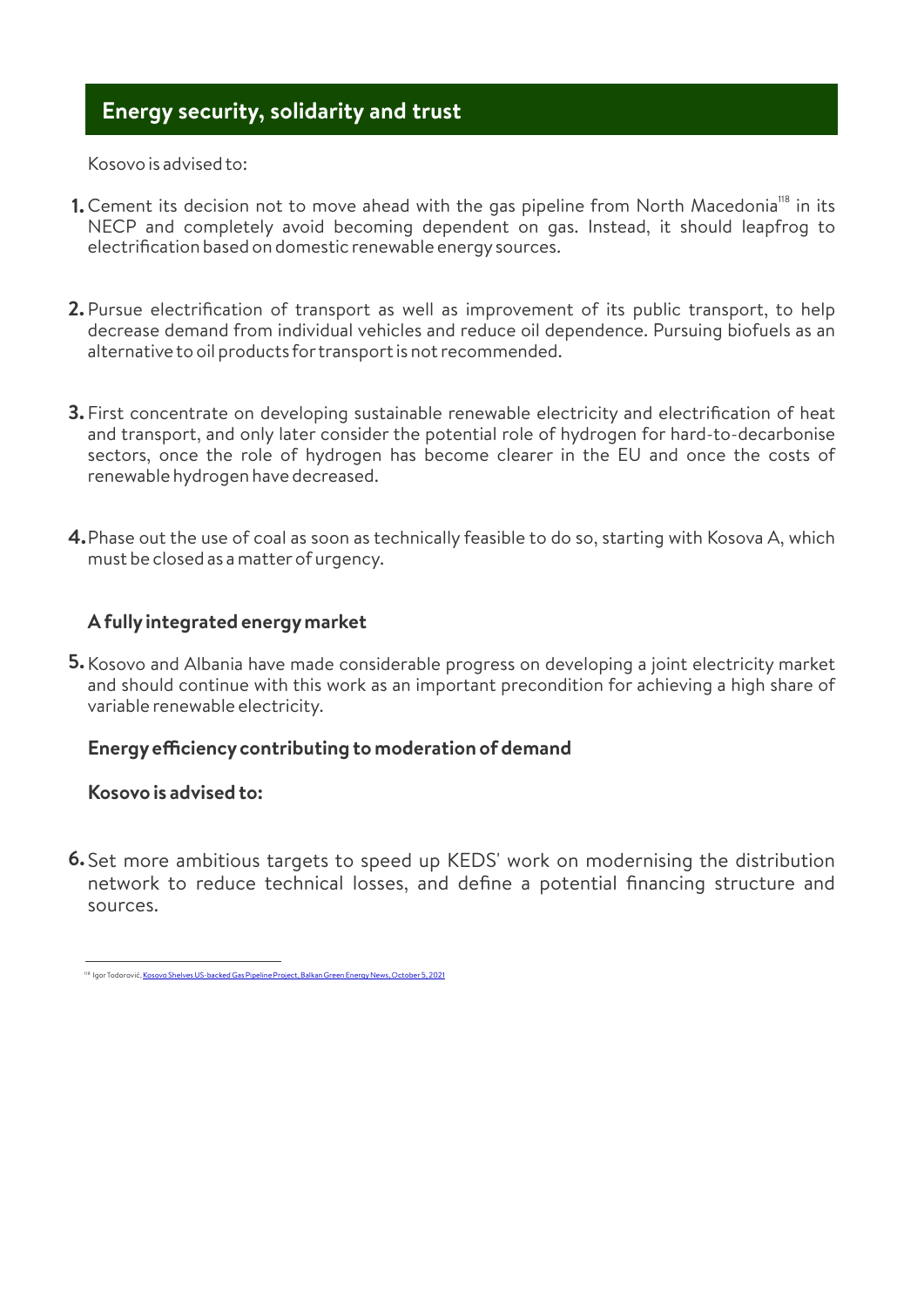## Energy security, solidarity and trust

Kosovo is advised to:

1. Cement its decision not to move ahead with the gas pipeline from North Macedonia[118] in its NECP and completely avoid becoming dependent on gas. Instead, it should leapfrog to electrification based on domestic renewable energy sources.

2. Pursue electrification of transport as well as improvement of its public transport, to help decrease demand from individual vehicles and reduce oil dependence. Pursuing biofuels as an alternative to oil products for transport is not recommended.

3. First concentrate on developing sustainable renewable electricity and electrification of heat and transport, and only later consider the potential role of hydrogen for hard-to-decarbonise sectors, once the role of hydrogen has become clearer in the EU and once the costs of renewable hydrogen have decreased.

4. Phase out the use of coal as soon as technically feasible to do so, starting with Kosova A, which must be closed as a matter of urgency.

### A fully integrated energy market

5. Kosovo and Albania have made considerable progress on developing a joint electricity market and should continue with this work as an important precondition for achieving a high share of variable renewable electricity.

### Energy efficiency contributing to moderation of demand

**Kosovo is advised to:**

6. Set more ambitious targets to speed up KEDS' work on modernising the distribution network to reduce technical losses, and define a potential financing structure and sources.

---

[118] Igor Todorović, Kosovo Shelves US-backed Gas Pipeline Project, Balkan Green Energy News, October 5, 2021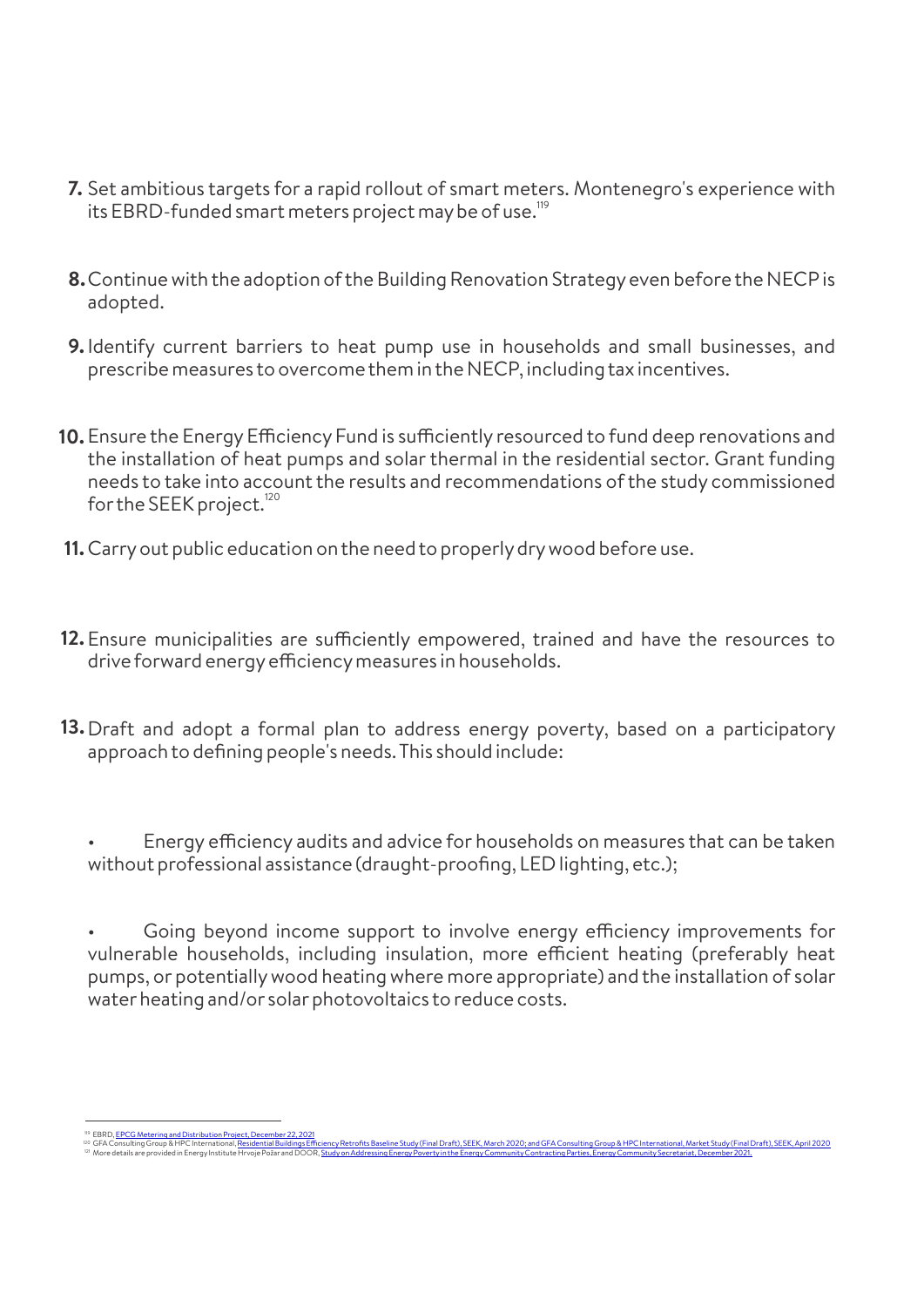7. Set ambitious targets for a rapid rollout of smart meters. Montenegro's experience with its EBRD-funded smart meters project may be of use.[119]

8. Continue with the adoption of the Building Renovation Strategy even before the NECP is adopted.

9. Identify current barriers to heat pump use in households and small businesses, and prescribe measures to overcome them in the NECP, including tax incentives.

10. Ensure the Energy Efficiency Fund is sufficiently resourced to fund deep renovations and the installation of heat pumps and solar thermal in the residential sector. Grant funding needs to take into account the results and recommendations of the study commissioned for the SEEK project.[120]

11. Carry out public education on the need to properly dry wood before use.

12. Ensure municipalities are sufficiently empowered, trained and have the resources to drive forward energy efficiency measures in households.

13. Draft and adopt a formal plan to address energy poverty, based on a participatory approach to defining people's needs. This should include:

    - Energy efficiency audits and advice for households on measures that can be taken without professional assistance (draught-proofing, LED lighting, etc.);

    - Going beyond income support to involve energy efficiency improvements for vulnerable households, including insulation, more efficient heating (preferably heat pumps, or potentially wood heating where more appropriate) and the installation of solar water heating and/or solar photovoltaics to reduce costs.

---

[119] EBRD, EPCG Metering and Distribution Project, December 22, 2021

[120] GFA Consulting Group & HPC International, Residential Buildings Efficiency Retrofits Baseline Study (Final Draft), SEEK, March 2020; and GFA Consulting Group & HPC International, Market Study (Final Draft), SEEK, April 2020

[121] More details are provided in Energy Institute Hrvoje Požar and DOOR, Study on Addressing Energy Poverty in the Energy Community Contracting Parties, Energy Community Secretariat, December 2021.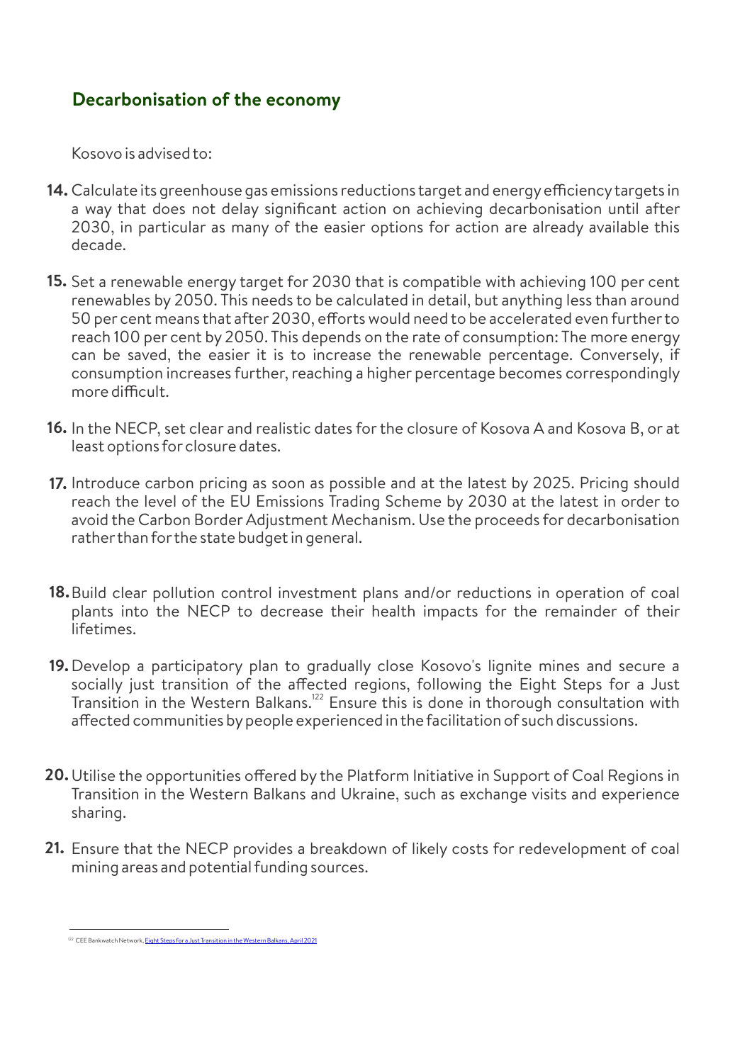## Decarbonisation of the economy

Kosovo is advised to:

14. Calculate its greenhouse gas emissions reductions target and energy efficiency targets in a way that does not delay significant action on achieving decarbonisation until after 2030, in particular as many of the easier options for action are already available this decade.

15. Set a renewable energy target for 2030 that is compatible with achieving 100 per cent renewables by 2050. This needs to be calculated in detail, but anything less than around 50 per cent means that after 2030, efforts would need to be accelerated even further to reach 100 per cent by 2050. This depends on the rate of consumption: The more energy can be saved, the easier it is to increase the renewable percentage. Conversely, if consumption increases further, reaching a higher percentage becomes correspondingly more difficult.

16. In the NECP, set clear and realistic dates for the closure of Kosova A and Kosova B, or at least options for closure dates.

17. Introduce carbon pricing as soon as possible and at the latest by 2025. Pricing should reach the level of the EU Emissions Trading Scheme by 2030 at the latest in order to avoid the Carbon Border Adjustment Mechanism. Use the proceeds for decarbonisation rather than for the state budget in general.

18. Build clear pollution control investment plans and/or reductions in operation of coal plants into the NECP to decrease their health impacts for the remainder of their lifetimes.

19. Develop a participatory plan to gradually close Kosovo's lignite mines and secure a socially just transition of the affected regions, following the Eight Steps for a Just Transition in the Western Balkans.[122] Ensure this is done in thorough consultation with affected communities by people experienced in the facilitation of such discussions.

20. Utilise the opportunities offered by the Platform Initiative in Support of Coal Regions in Transition in the Western Balkans and Ukraine, such as exchange visits and experience sharing.

21. Ensure that the NECP provides a breakdown of likely costs for redevelopment of coal mining areas and potential funding sources.

---

[122] CEE Bankwatch Network, Eight Steps for a Just Transition in the Western Balkans, April 2021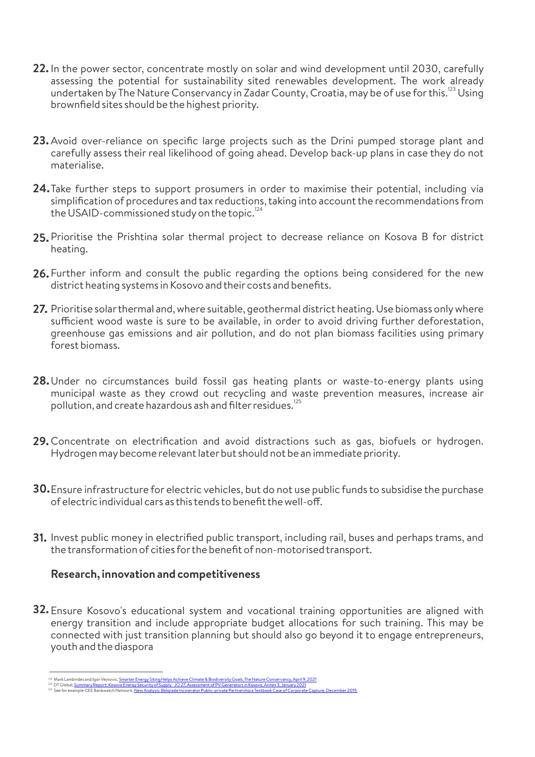22. In the power sector, concentrate mostly on solar and wind development until 2030, carefully assessing the potential for sustainability sited renewables development. The work already undertaken by The Nature Conservancy in Zadar County, Croatia, may be of use for this.[123] Using brownfield sites should be the highest priority.

23. Avoid over-reliance on specific large projects such as the Drini pumped storage plant and carefully assess their real likelihood of going ahead. Develop back-up plans in case they do not materialise.

24. Take further steps to support prosumers in order to maximise their potential, including via simplification of procedures and tax reductions, taking into account the recommendations from the USAID-commissioned study on the topic.[124]

25. Prioritise the Prishtina solar thermal project to decrease reliance on Kosova B for district heating.

26. Further inform and consult the public regarding the options being considered for the new district heating systems in Kosovo and their costs and benefits.

27. Prioritise solar thermal and, where suitable, geothermal district heating. Use biomass only where sufficient wood waste is sure to be available, in order to avoid driving further deforestation, greenhouse gas emissions and air pollution, and do not plan biomass facilities using primary forest biomass.

28. Under no circumstances build fossil gas heating plants or waste-to-energy plants using municipal waste as they crowd out recycling and waste prevention measures, increase air pollution, and create hazardous ash and filter residues.[125]

29. Concentrate on electrification and avoid distractions such as gas, biofuels or hydrogen. Hydrogen may become relevant later but should not be an immediate priority.

30. Ensure infrastructure for electric vehicles, but do not use public funds to subsidise the purchase of electric individual cars as this tends to benefit the well-off.

31. Invest public money in electrified public transport, including rail, buses and perhaps trams, and the transformation of cities for the benefit of non-motorised transport.

### Research, innovation and competitiveness

32. Ensure Kosovo's educational system and vocational training opportunities are aligned with energy transition and include appropriate budget allocations for such training. This may be connected with just transition planning but should also go beyond it to engage entrepreneurs, youth and the diaspora

---

[123] Mark Lambrides and Igor Vejnovic, Smarter Energy Siting Helps Achieve Climate & Biodiversity Goals, The Nature Conservancy, April 9, 2021

[124] DT Global, Summary Report: Kosovo Energy Security of Supply - JO 27, Assessment of PV Generators in Kosovo, Annex 3, January 2021

[125] See for example CEE Bankwatch Network, New Analysis: Belgrade Incinerator Public-private Partnership a Textbook Case of Corporate Capture, December 2019.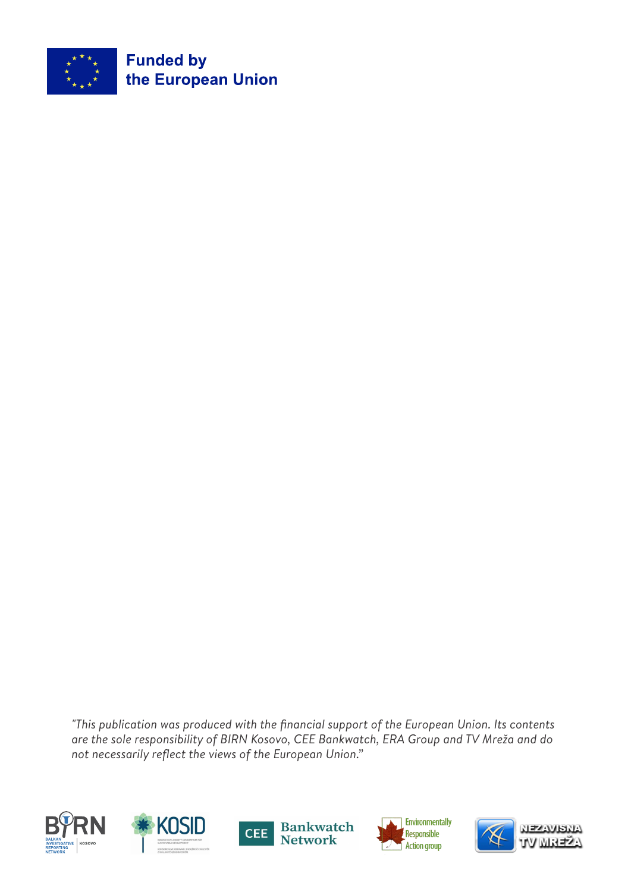Funded by
the European Union

*"This publication was produced with the financial support of the European Union. Its contents are the sole responsibility of BIRN Kosovo, CEE Bankwatch, ERA Group and TV Mreža and do not necessarily reflect the views of the European Union."*